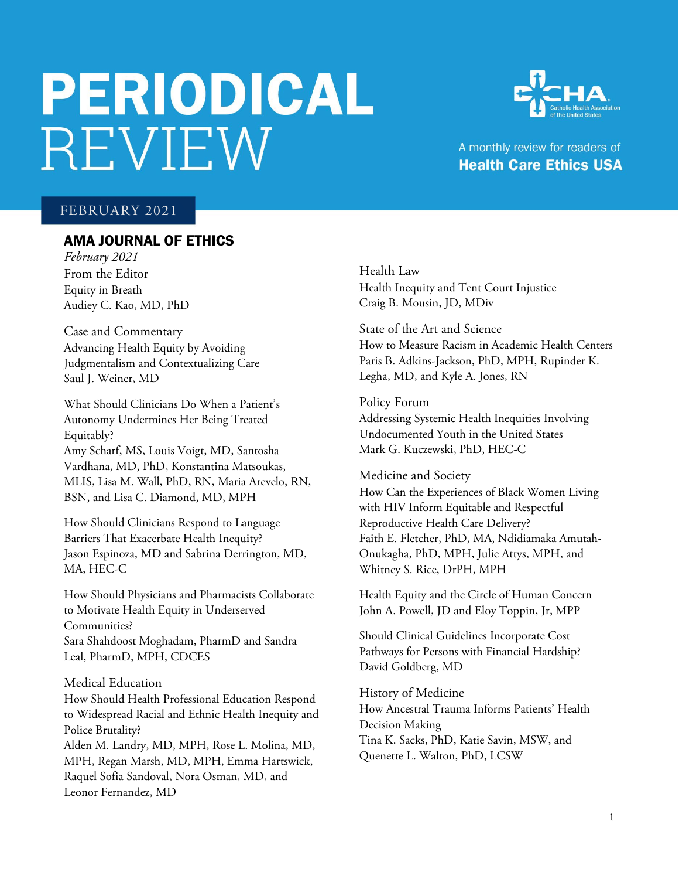# PERIODICAL REVIEW

A monthly review for readers of **Health Care Ethics USA**

Catholic Health Association of the United States

FEBRUARY 2021

## AMA JOURNAL OF ETHICS

*February 2021*

From the Editor
Equity in Breath
Audiey C. Kao, MD, PhD

Case and Commentary
Advancing Health Equity by Avoiding Judgmentalism and Contextualizing Care
Saul J. Weiner, MD

What Should Clinicians Do When a Patient's Autonomy Undermines Her Being Treated Equitably?
Amy Scharf, MS, Louis Voigt, MD, Santosha Vardhana, MD, PhD, Konstantina Matsoukas, MLIS, Lisa M. Wall, PhD, RN, Maria Arevelo, RN, BSN, and Lisa C. Diamond, MD, MPH

How Should Clinicians Respond to Language Barriers That Exacerbate Health Inequity?
Jason Espinoza, MD and Sabrina Derrington, MD, MA, HEC-C

How Should Physicians and Pharmacists Collaborate to Motivate Health Equity in Underserved Communities?
Sara Shahdoost Moghadam, PharmD and Sandra Leal, PharmD, MPH, CDCES

Medical Education
How Should Health Professional Education Respond to Widespread Racial and Ethnic Health Inequity and Police Brutality?
Alden M. Landry, MD, MPH, Rose L. Molina, MD, MPH, Regan Marsh, MD, MPH, Emma Hartswick, Raquel Sofia Sandoval, Nora Osman, MD, and Leonor Fernandez, MD

Health Law
Health Inequity and Tent Court Injustice
Craig B. Mousin, JD, MDiv

State of the Art and Science
How to Measure Racism in Academic Health Centers
Paris B. Adkins-Jackson, PhD, MPH, Rupinder K. Legha, MD, and Kyle A. Jones, RN

Policy Forum
Addressing Systemic Health Inequities Involving Undocumented Youth in the United States
Mark G. Kuczewski, PhD, HEC-C

Medicine and Society
How Can the Experiences of Black Women Living with HIV Inform Equitable and Respectful Reproductive Health Care Delivery?
Faith E. Fletcher, PhD, MA, Ndidiamaka Amutah-Onukagha, PhD, MPH, Julie Attys, MPH, and Whitney S. Rice, DrPH, MPH

Health Equity and the Circle of Human Concern
John A. Powell, JD and Eloy Toppin, Jr, MPP

Should Clinical Guidelines Incorporate Cost Pathways for Persons with Financial Hardship?
David Goldberg, MD

History of Medicine
How Ancestral Trauma Informs Patients' Health Decision Making
Tina K. Sacks, PhD, Katie Savin, MSW, and Quenette L. Walton, PhD, LCSW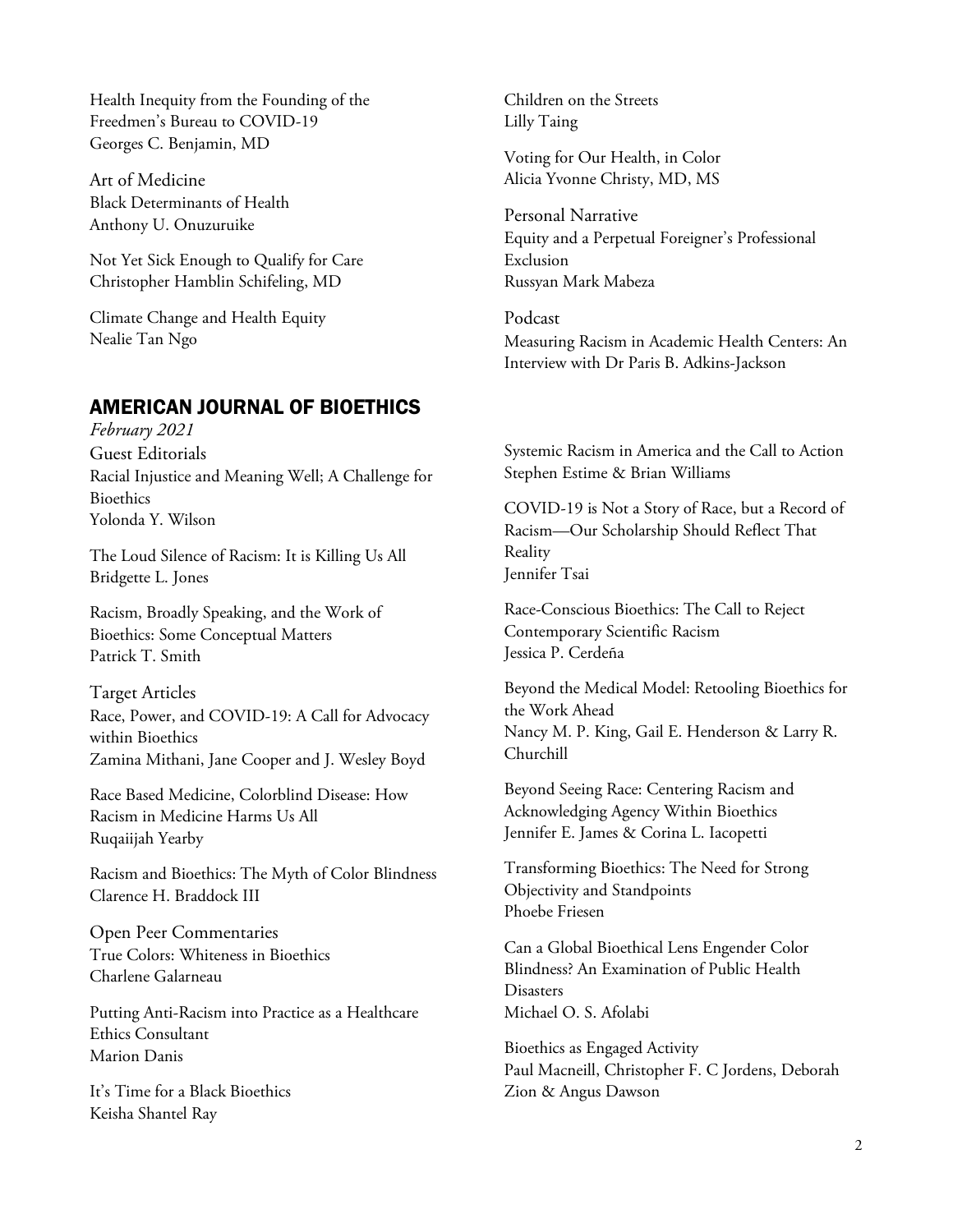Health Inequity from the Founding of the Freedmen's Bureau to COVID-19
Georges C. Benjamin, MD

Art of Medicine
Black Determinants of Health
Anthony U. Onuzuruike

Not Yet Sick Enough to Qualify for Care
Christopher Hamblin Schifeling, MD

Climate Change and Health Equity
Nealie Tan Ngo

Children on the Streets
Lilly Taing

Voting for Our Health, in Color
Alicia Yvonne Christy, MD, MS

Personal Narrative
Equity and a Perpetual Foreigner's Professional Exclusion
Russyan Mark Mabeza

Podcast
Measuring Racism in Academic Health Centers: An Interview with Dr Paris B. Adkins-Jackson

## AMERICAN JOURNAL OF BIOETHICS

*February 2021*

Guest Editorials
Racial Injustice and Meaning Well; A Challenge for Bioethics
Yolonda Y. Wilson

The Loud Silence of Racism: It is Killing Us All
Bridgette L. Jones

Racism, Broadly Speaking, and the Work of Bioethics: Some Conceptual Matters
Patrick T. Smith

Target Articles
Race, Power, and COVID-19: A Call for Advocacy within Bioethics
Zamina Mithani, Jane Cooper and J. Wesley Boyd

Race Based Medicine, Colorblind Disease: How Racism in Medicine Harms Us All
Ruqaiijah Yearby

Racism and Bioethics: The Myth of Color Blindness
Clarence H. Braddock III

Open Peer Commentaries
True Colors: Whiteness in Bioethics
Charlene Galarneau

Putting Anti-Racism into Practice as a Healthcare Ethics Consultant
Marion Danis

It's Time for a Black Bioethics
Keisha Shantel Ray

Systemic Racism in America and the Call to Action
Stephen Estime & Brian Williams

COVID-19 is Not a Story of Race, but a Record of Racism—Our Scholarship Should Reflect That Reality
Jennifer Tsai

Race-Conscious Bioethics: The Call to Reject Contemporary Scientific Racism
Jessica P. Cerdeña

Beyond the Medical Model: Retooling Bioethics for the Work Ahead
Nancy M. P. King, Gail E. Henderson & Larry R. Churchill

Beyond Seeing Race: Centering Racism and Acknowledging Agency Within Bioethics
Jennifer E. James & Corina L. Iacopetti

Transforming Bioethics: The Need for Strong Objectivity and Standpoints
Phoebe Friesen

Can a Global Bioethical Lens Engender Color Blindness? An Examination of Public Health Disasters
Michael O. S. Afolabi

Bioethics as Engaged Activity
Paul Macneill, Christopher F. C Jordens, Deborah Zion & Angus Dawson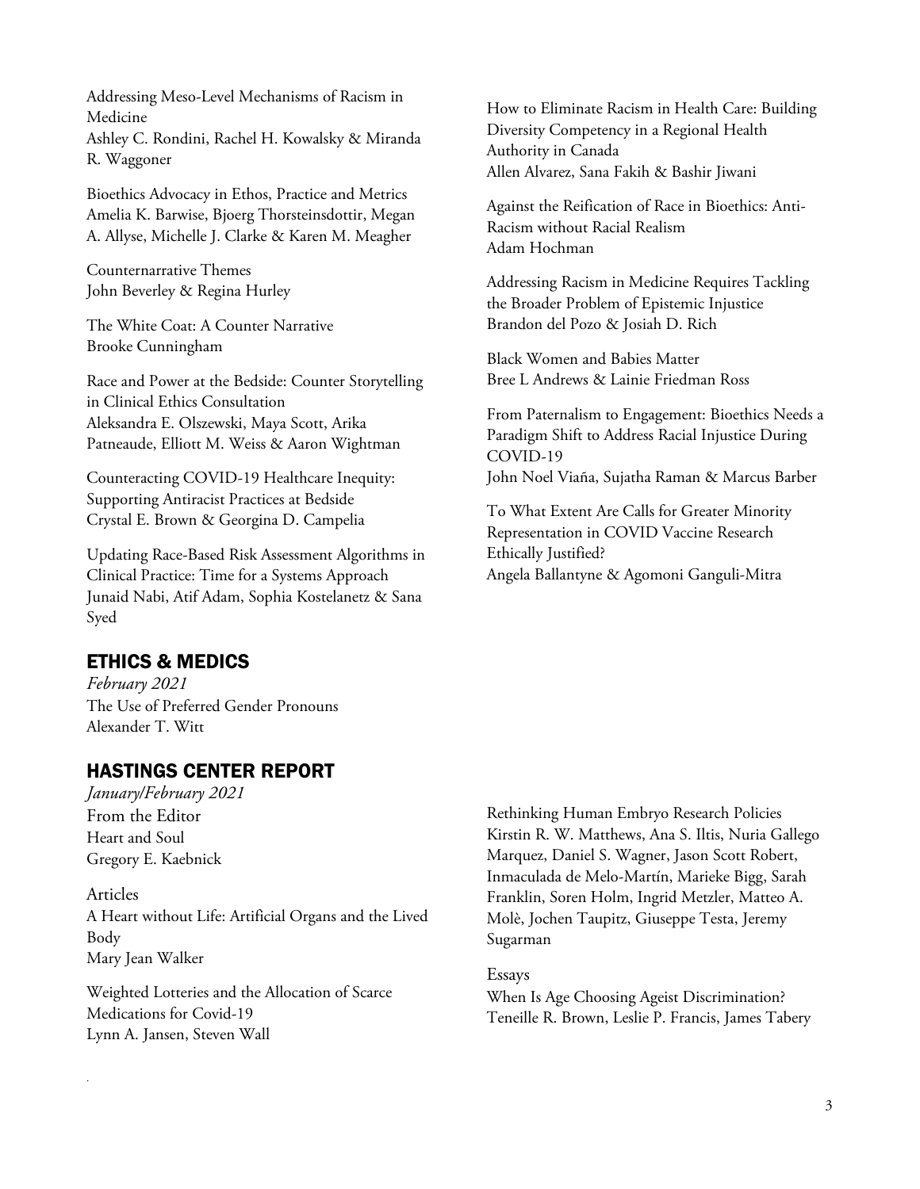Addressing Meso-Level Mechanisms of Racism in Medicine
Ashley C. Rondini, Rachel H. Kowalsky & Miranda R. Waggoner

Bioethics Advocacy in Ethos, Practice and Metrics
Amelia K. Barwise, Bjoerg Thorsteinsdottir, Megan A. Allyse, Michelle J. Clarke & Karen M. Meagher

Counternarrative Themes
John Beverley & Regina Hurley

The White Coat: A Counter Narrative
Brooke Cunningham

Race and Power at the Bedside: Counter Storytelling in Clinical Ethics Consultation
Aleksandra E. Olszewski, Maya Scott, Arika Patneaude, Elliott M. Weiss & Aaron Wightman

Counteracting COVID-19 Healthcare Inequity: Supporting Antiracist Practices at Bedside
Crystal E. Brown & Georgina D. Campelia

Updating Race-Based Risk Assessment Algorithms in Clinical Practice: Time for a Systems Approach
Junaid Nabi, Atif Adam, Sophia Kostelanetz & Sana Syed

How to Eliminate Racism in Health Care: Building Diversity Competency in a Regional Health Authority in Canada
Allen Alvarez, Sana Fakih & Bashir Jiwani

Against the Reification of Race in Bioethics: Anti-Racism without Racial Realism
Adam Hochman

Addressing Racism in Medicine Requires Tackling the Broader Problem of Epistemic Injustice
Brandon del Pozo & Josiah D. Rich

Black Women and Babies Matter
Bree L Andrews & Lainie Friedman Ross

From Paternalism to Engagement: Bioethics Needs a Paradigm Shift to Address Racial Injustice During COVID-19
John Noel Viaña, Sujatha Raman & Marcus Barber

To What Extent Are Calls for Greater Minority Representation in COVID Vaccine Research Ethically Justified?
Angela Ballantyne & Agomoni Ganguli-Mitra

## ETHICS & MEDICS

*February 2021*

The Use of Preferred Gender Pronouns
Alexander T. Witt

## HASTINGS CENTER REPORT

*January/February 2021*

From the Editor
Heart and Soul
Gregory E. Kaebnick

Articles
A Heart without Life: Artificial Organs and the Lived Body
Mary Jean Walker

Weighted Lotteries and the Allocation of Scarce Medications for Covid-19
Lynn A. Jansen, Steven Wall

Rethinking Human Embryo Research Policies
Kirstin R. W. Matthews, Ana S. Iltis, Nuria Gallego Marquez, Daniel S. Wagner, Jason Scott Robert, Inmaculada de Melo-Martín, Marieke Bigg, Sarah Franklin, Soren Holm, Ingrid Metzler, Matteo A. Molè, Jochen Taupitz, Giuseppe Testa, Jeremy Sugarman

Essays
When Is Age Choosing Ageist Discrimination?
Teneille R. Brown, Leslie P. Francis, James Tabery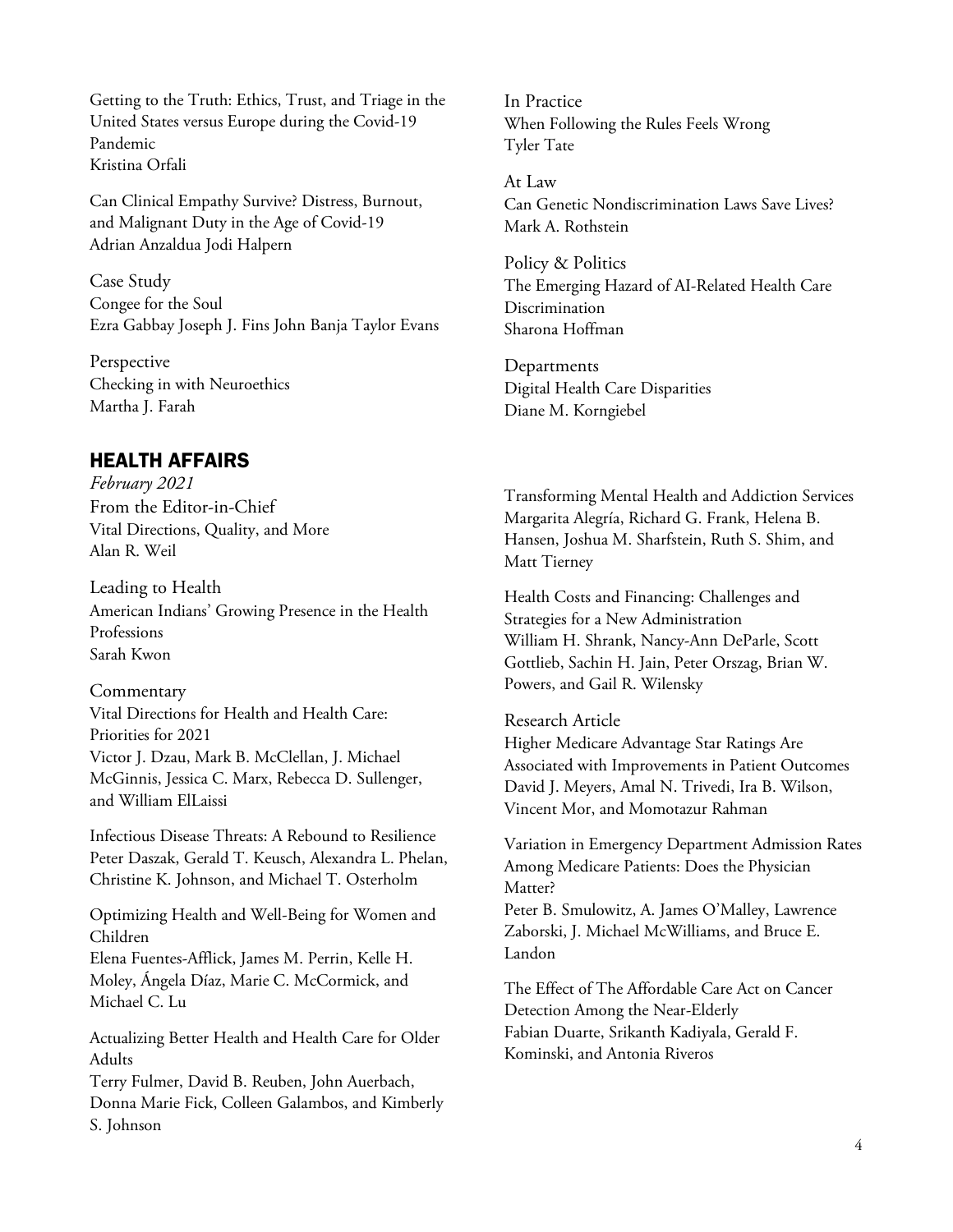Getting to the Truth: Ethics, Trust, and Triage in the United States versus Europe during the Covid-19 Pandemic
Kristina Orfali

Can Clinical Empathy Survive? Distress, Burnout, and Malignant Duty in the Age of Covid-19
Adrian Anzaldua Jodi Halpern

Case Study
Congee for the Soul
Ezra Gabbay Joseph J. Fins John Banja Taylor Evans

Perspective
Checking in with Neuroethics
Martha J. Farah

In Practice
When Following the Rules Feels Wrong
Tyler Tate

At Law
Can Genetic Nondiscrimination Laws Save Lives?
Mark A. Rothstein

Policy & Politics
The Emerging Hazard of AI-Related Health Care Discrimination
Sharona Hoffman

Departments
Digital Health Care Disparities
Diane M. Korngiebel

## HEALTH AFFAIRS

*February 2021*

From the Editor-in-Chief
Vital Directions, Quality, and More
Alan R. Weil

Leading to Health
American Indians' Growing Presence in the Health Professions
Sarah Kwon

Commentary
Vital Directions for Health and Health Care: Priorities for 2021
Victor J. Dzau, Mark B. McClellan, J. Michael McGinnis, Jessica C. Marx, Rebecca D. Sullenger, and William ElLaissi

Infectious Disease Threats: A Rebound to Resilience
Peter Daszak, Gerald T. Keusch, Alexandra L. Phelan, Christine K. Johnson, and Michael T. Osterholm

Optimizing Health and Well-Being for Women and Children
Elena Fuentes-Afflick, James M. Perrin, Kelle H. Moley, Ángela Díaz, Marie C. McCormick, and Michael C. Lu

Actualizing Better Health and Health Care for Older Adults
Terry Fulmer, David B. Reuben, John Auerbach, Donna Marie Fick, Colleen Galambos, and Kimberly S. Johnson

Transforming Mental Health and Addiction Services
Margarita Alegría, Richard G. Frank, Helena B. Hansen, Joshua M. Sharfstein, Ruth S. Shim, and Matt Tierney

Health Costs and Financing: Challenges and Strategies for a New Administration
William H. Shrank, Nancy-Ann DeParle, Scott Gottlieb, Sachin H. Jain, Peter Orszag, Brian W. Powers, and Gail R. Wilensky

Research Article
Higher Medicare Advantage Star Ratings Are Associated with Improvements in Patient Outcomes
David J. Meyers, Amal N. Trivedi, Ira B. Wilson, Vincent Mor, and Momotazur Rahman

Variation in Emergency Department Admission Rates Among Medicare Patients: Does the Physician Matter?
Peter B. Smulowitz, A. James O'Malley, Lawrence Zaborski, J. Michael McWilliams, and Bruce E. Landon

The Effect of The Affordable Care Act on Cancer Detection Among the Near-Elderly
Fabian Duarte, Srikanth Kadiyala, Gerald F. Kominski, and Antonia Riveros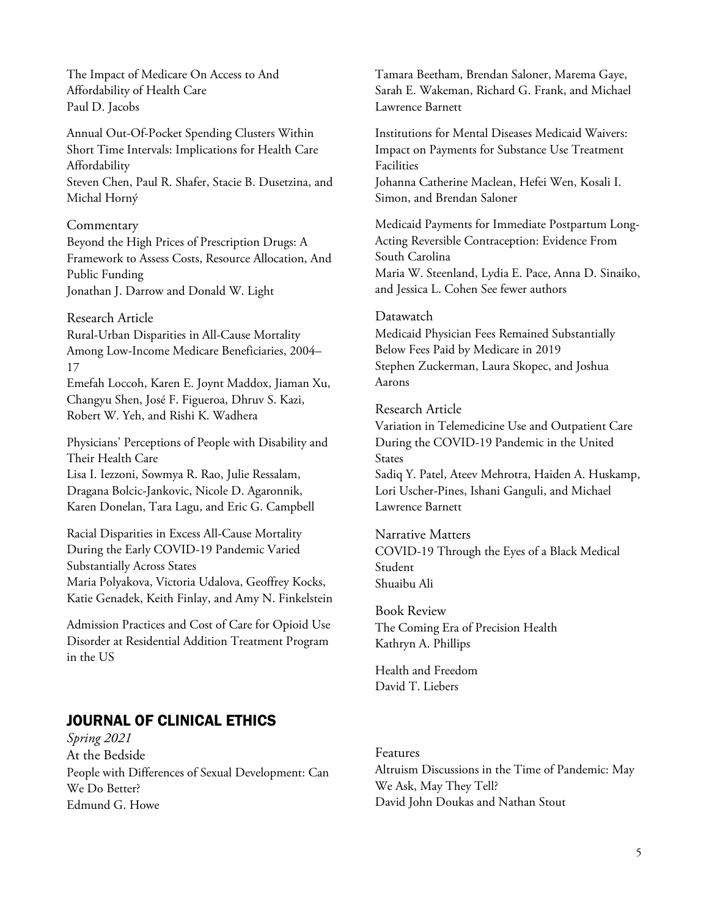The Impact of Medicare On Access to And Affordability of Health Care
Paul D. Jacobs

Annual Out-Of-Pocket Spending Clusters Within Short Time Intervals: Implications for Health Care Affordability
Steven Chen, Paul R. Shafer, Stacie B. Dusetzina, and Michal Horný

Commentary
Beyond the High Prices of Prescription Drugs: A Framework to Assess Costs, Resource Allocation, And Public Funding
Jonathan J. Darrow and Donald W. Light

Research Article
Rural-Urban Disparities in All-Cause Mortality Among Low-Income Medicare Beneficiaries, 2004–17
Emefah Loccoh, Karen E. Joynt Maddox, Jiaman Xu, Changyu Shen, José F. Figueroa, Dhruv S. Kazi, Robert W. Yeh, and Rishi K. Wadhera

Physicians' Perceptions of People with Disability and Their Health Care
Lisa I. Iezzoni, Sowmya R. Rao, Julie Ressalam, Dragana Bolcic-Jankovic, Nicole D. Agaronnik, Karen Donelan, Tara Lagu, and Eric G. Campbell

Racial Disparities in Excess All-Cause Mortality During the Early COVID-19 Pandemic Varied Substantially Across States
Maria Polyakova, Victoria Udalova, Geoffrey Kocks, Katie Genadek, Keith Finlay, and Amy N. Finkelstein

Admission Practices and Cost of Care for Opioid Use Disorder at Residential Addition Treatment Program in the US
Tamara Beetham, Brendan Saloner, Marema Gaye, Sarah E. Wakeman, Richard G. Frank, and Michael Lawrence Barnett

Institutions for Mental Diseases Medicaid Waivers: Impact on Payments for Substance Use Treatment Facilities
Johanna Catherine Maclean, Hefei Wen, Kosali I. Simon, and Brendan Saloner

Medicaid Payments for Immediate Postpartum Long-Acting Reversible Contraception: Evidence From South Carolina
Maria W. Steenland, Lydia E. Pace, Anna D. Sinaiko, and Jessica L. Cohen See fewer authors

Datawatch
Medicaid Physician Fees Remained Substantially Below Fees Paid by Medicare in 2019
Stephen Zuckerman, Laura Skopec, and Joshua Aarons

Research Article
Variation in Telemedicine Use and Outpatient Care During the COVID-19 Pandemic in the United States
Sadiq Y. Patel, Ateev Mehrotra, Haiden A. Huskamp, Lori Uscher-Pines, Ishani Ganguli, and Michael Lawrence Barnett

Narrative Matters
COVID-19 Through the Eyes of a Black Medical Student
Shuaibu Ali

Book Review
The Coming Era of Precision Health
Kathryn A. Phillips

Health and Freedom
David T. Liebers

## JOURNAL OF CLINICAL ETHICS

*Spring 2021*

At the Bedside
People with Differences of Sexual Development: Can We Do Better?
Edmund G. Howe

Features
Altruism Discussions in the Time of Pandemic: May We Ask, May They Tell?
David John Doukas and Nathan Stout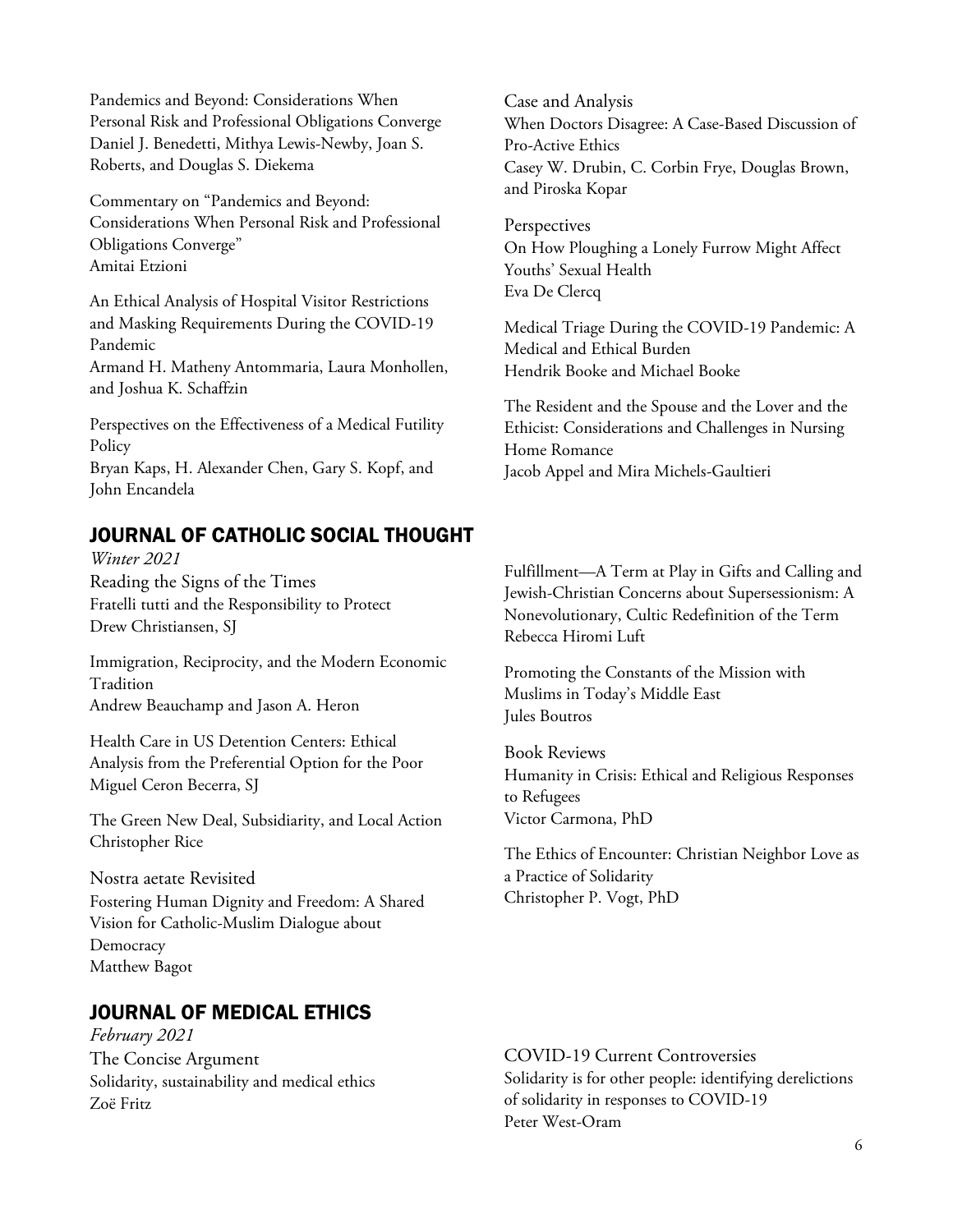Pandemics and Beyond: Considerations When Personal Risk and Professional Obligations Converge
Daniel J. Benedetti, Mithya Lewis-Newby, Joan S. Roberts, and Douglas S. Diekema

Commentary on "Pandemics and Beyond: Considerations When Personal Risk and Professional Obligations Converge"
Amitai Etzioni

An Ethical Analysis of Hospital Visitor Restrictions and Masking Requirements During the COVID-19 Pandemic
Armand H. Matheny Antommaria, Laura Monhollen, and Joshua K. Schaffzin

Perspectives on the Effectiveness of a Medical Futility Policy
Bryan Kaps, H. Alexander Chen, Gary S. Kopf, and John Encandela

Case and Analysis
When Doctors Disagree: A Case-Based Discussion of Pro-Active Ethics
Casey W. Drubin, C. Corbin Frye, Douglas Brown, and Piroska Kopar

Perspectives
On How Ploughing a Lonely Furrow Might Affect Youths' Sexual Health
Eva De Clercq

Medical Triage During the COVID-19 Pandemic: A Medical and Ethical Burden
Hendrik Booke and Michael Booke

The Resident and the Spouse and the Lover and the Ethicist: Considerations and Challenges in Nursing Home Romance
Jacob Appel and Mira Michels-Gaultieri

## JOURNAL OF CATHOLIC SOCIAL THOUGHT

*Winter 2021*

Reading the Signs of the Times
Fratelli tutti and the Responsibility to Protect
Drew Christiansen, SJ

Immigration, Reciprocity, and the Modern Economic Tradition
Andrew Beauchamp and Jason A. Heron

Health Care in US Detention Centers: Ethical Analysis from the Preferential Option for the Poor
Miguel Ceron Becerra, SJ

The Green New Deal, Subsidiarity, and Local Action
Christopher Rice

Nostra aetate Revisited
Fostering Human Dignity and Freedom: A Shared Vision for Catholic-Muslim Dialogue about Democracy
Matthew Bagot

Fulfillment—A Term at Play in Gifts and Calling and Jewish-Christian Concerns about Supersessionism: A Nonevolutionary, Cultic Redefinition of the Term
Rebecca Hiromi Luft

Promoting the Constants of the Mission with Muslims in Today's Middle East
Jules Boutros

Book Reviews
Humanity in Crisis: Ethical and Religious Responses to Refugees
Victor Carmona, PhD

The Ethics of Encounter: Christian Neighbor Love as a Practice of Solidarity
Christopher P. Vogt, PhD

## JOURNAL OF MEDICAL ETHICS

*February 2021*

The Concise Argument
Solidarity, sustainability and medical ethics
Zoë Fritz

COVID-19 Current Controversies
Solidarity is for other people: identifying derelictions of solidarity in responses to COVID-19
Peter West-Oram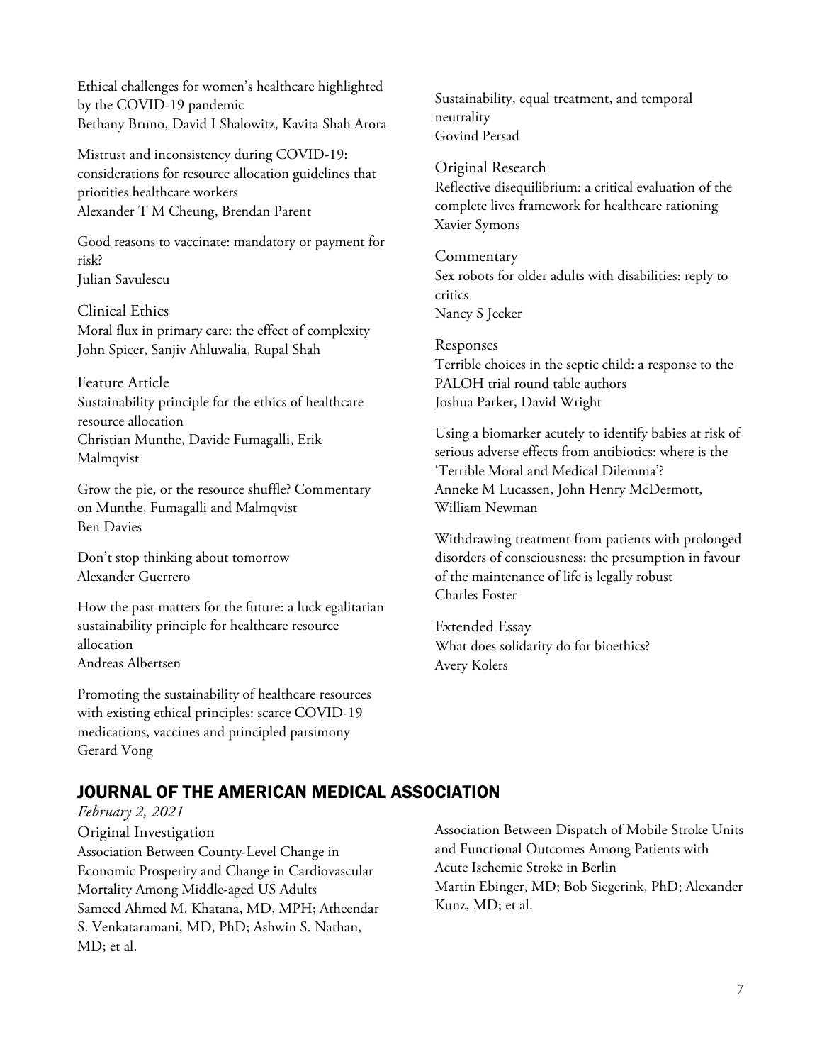Ethical challenges for women's healthcare highlighted by the COVID-19 pandemic
Bethany Bruno, David I Shalowitz, Kavita Shah Arora

Mistrust and inconsistency during COVID-19: considerations for resource allocation guidelines that priorities healthcare workers
Alexander T M Cheung, Brendan Parent

Good reasons to vaccinate: mandatory or payment for risk?
Julian Savulescu

Clinical Ethics

Moral flux in primary care: the effect of complexity
John Spicer, Sanjiv Ahluwalia, Rupal Shah

Feature Article

Sustainability principle for the ethics of healthcare resource allocation
Christian Munthe, Davide Fumagalli, Erik Malmqvist

Grow the pie, or the resource shuffle? Commentary on Munthe, Fumagalli and Malmqvist
Ben Davies

Don't stop thinking about tomorrow
Alexander Guerrero

How the past matters for the future: a luck egalitarian sustainability principle for healthcare resource allocation
Andreas Albertsen

Promoting the sustainability of healthcare resources with existing ethical principles: scarce COVID-19 medications, vaccines and principled parsimony
Gerard Vong

Sustainability, equal treatment, and temporal neutrality
Govind Persad

Original Research

Reflective disequilibrium: a critical evaluation of the complete lives framework for healthcare rationing
Xavier Symons

Commentary

Sex robots for older adults with disabilities: reply to critics
Nancy S Jecker

Responses

Terrible choices in the septic child: a response to the PALOH trial round table authors
Joshua Parker, David Wright

Using a biomarker acutely to identify babies at risk of serious adverse effects from antibiotics: where is the 'Terrible Moral and Medical Dilemma'?
Anneke M Lucassen, John Henry McDermott, William Newman

Withdrawing treatment from patients with prolonged disorders of consciousness: the presumption in favour of the maintenance of life is legally robust
Charles Foster

Extended Essay

What does solidarity do for bioethics?
Avery Kolers

## JOURNAL OF THE AMERICAN MEDICAL ASSOCIATION

*February 2, 2021*

Original Investigation

Association Between County-Level Change in Economic Prosperity and Change in Cardiovascular Mortality Among Middle-aged US Adults
Sameed Ahmed M. Khatana, MD, MPH; Atheendar S. Venkataramani, MD, PhD; Ashwin S. Nathan, MD; et al.

Association Between Dispatch of Mobile Stroke Units and Functional Outcomes Among Patients with Acute Ischemic Stroke in Berlin
Martin Ebinger, MD; Bob Siegerink, PhD; Alexander Kunz, MD; et al.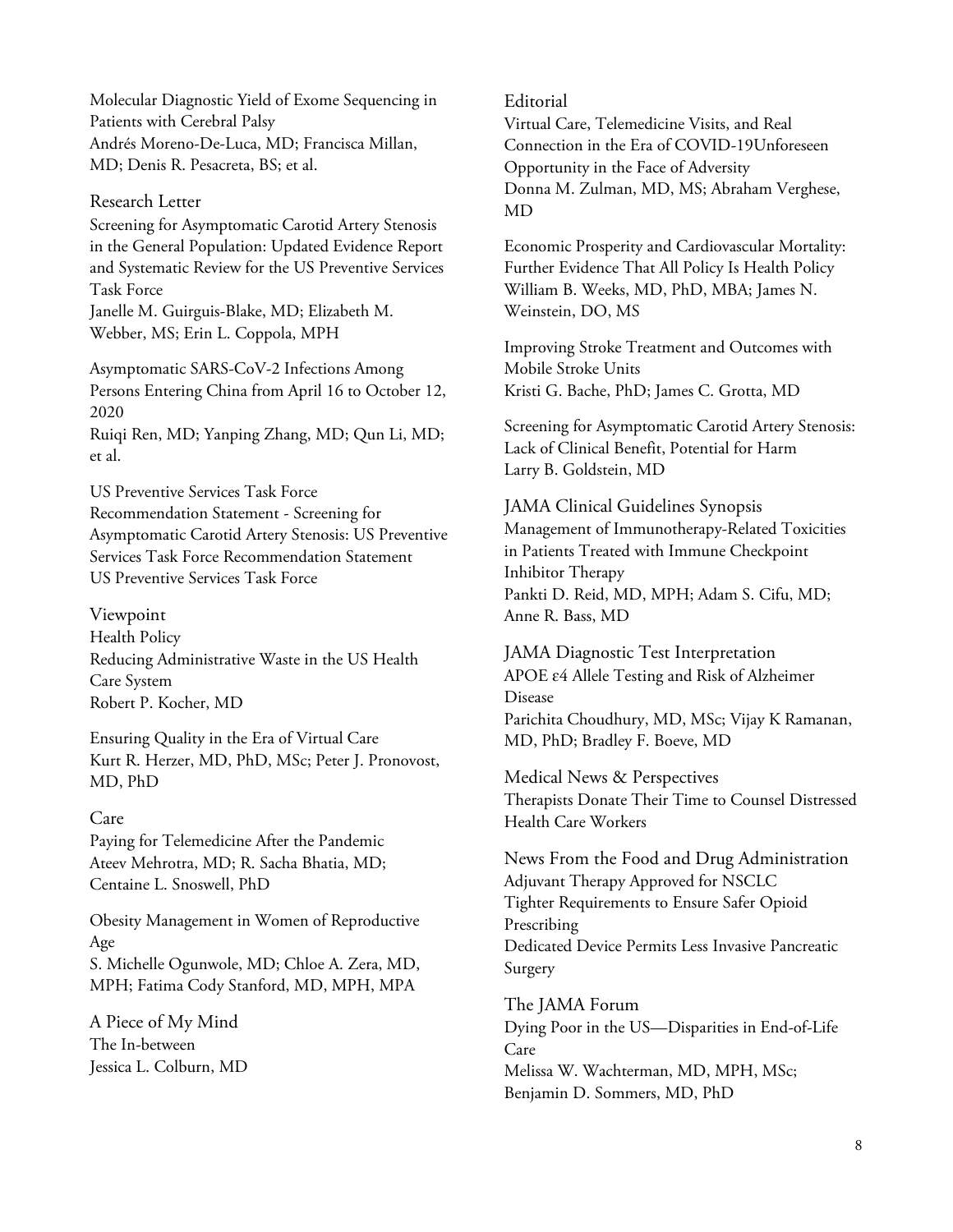Molecular Diagnostic Yield of Exome Sequencing in Patients with Cerebral Palsy
Andrés Moreno-De-Luca, MD; Francisca Millan, MD; Denis R. Pesacreta, BS; et al.

## Research Letter

Screening for Asymptomatic Carotid Artery Stenosis in the General Population: Updated Evidence Report and Systematic Review for the US Preventive Services Task Force
Janelle M. Guirguis-Blake, MD; Elizabeth M. Webber, MS; Erin L. Coppola, MPH

Asymptomatic SARS-CoV-2 Infections Among Persons Entering China from April 16 to October 12, 2020
Ruiqi Ren, MD; Yanping Zhang, MD; Qun Li, MD; et al.

US Preventive Services Task Force Recommendation Statement - Screening for Asymptomatic Carotid Artery Stenosis: US Preventive Services Task Force Recommendation Statement
US Preventive Services Task Force

## Viewpoint

Health Policy
Reducing Administrative Waste in the US Health Care System
Robert P. Kocher, MD

Ensuring Quality in the Era of Virtual Care
Kurt R. Herzer, MD, PhD, MSc; Peter J. Pronovost, MD, PhD

## Care

Paying for Telemedicine After the Pandemic
Ateev Mehrotra, MD; R. Sacha Bhatia, MD; Centaine L. Snoswell, PhD

Obesity Management in Women of Reproductive Age
S. Michelle Ogunwole, MD; Chloe A. Zera, MD, MPH; Fatima Cody Stanford, MD, MPH, MPA

## A Piece of My Mind

The In-between
Jessica L. Colburn, MD

## Editorial

Virtual Care, Telemedicine Visits, and Real Connection in the Era of COVID-19Unforeseen Opportunity in the Face of Adversity
Donna M. Zulman, MD, MS; Abraham Verghese, MD

Economic Prosperity and Cardiovascular Mortality: Further Evidence That All Policy Is Health Policy
William B. Weeks, MD, PhD, MBA; James N. Weinstein, DO, MS

Improving Stroke Treatment and Outcomes with Mobile Stroke Units
Kristi G. Bache, PhD; James C. Grotta, MD

Screening for Asymptomatic Carotid Artery Stenosis: Lack of Clinical Benefit, Potential for Harm
Larry B. Goldstein, MD

## JAMA Clinical Guidelines Synopsis

Management of Immunotherapy-Related Toxicities in Patients Treated with Immune Checkpoint Inhibitor Therapy
Pankti D. Reid, MD, MPH; Adam S. Cifu, MD; Anne R. Bass, MD

## JAMA Diagnostic Test Interpretation

APOE ε4 Allele Testing and Risk of Alzheimer Disease
Parichita Choudhury, MD, MSc; Vijay K Ramanan, MD, PhD; Bradley F. Boeve, MD

## Medical News & Perspectives

Therapists Donate Their Time to Counsel Distressed Health Care Workers

## News From the Food and Drug Administration

Adjuvant Therapy Approved for NSCLC
Tighter Requirements to Ensure Safer Opioid Prescribing
Dedicated Device Permits Less Invasive Pancreatic Surgery

## The JAMA Forum

Dying Poor in the US—Disparities in End-of-Life Care
Melissa W. Wachterman, MD, MPH, MSc; Benjamin D. Sommers, MD, PhD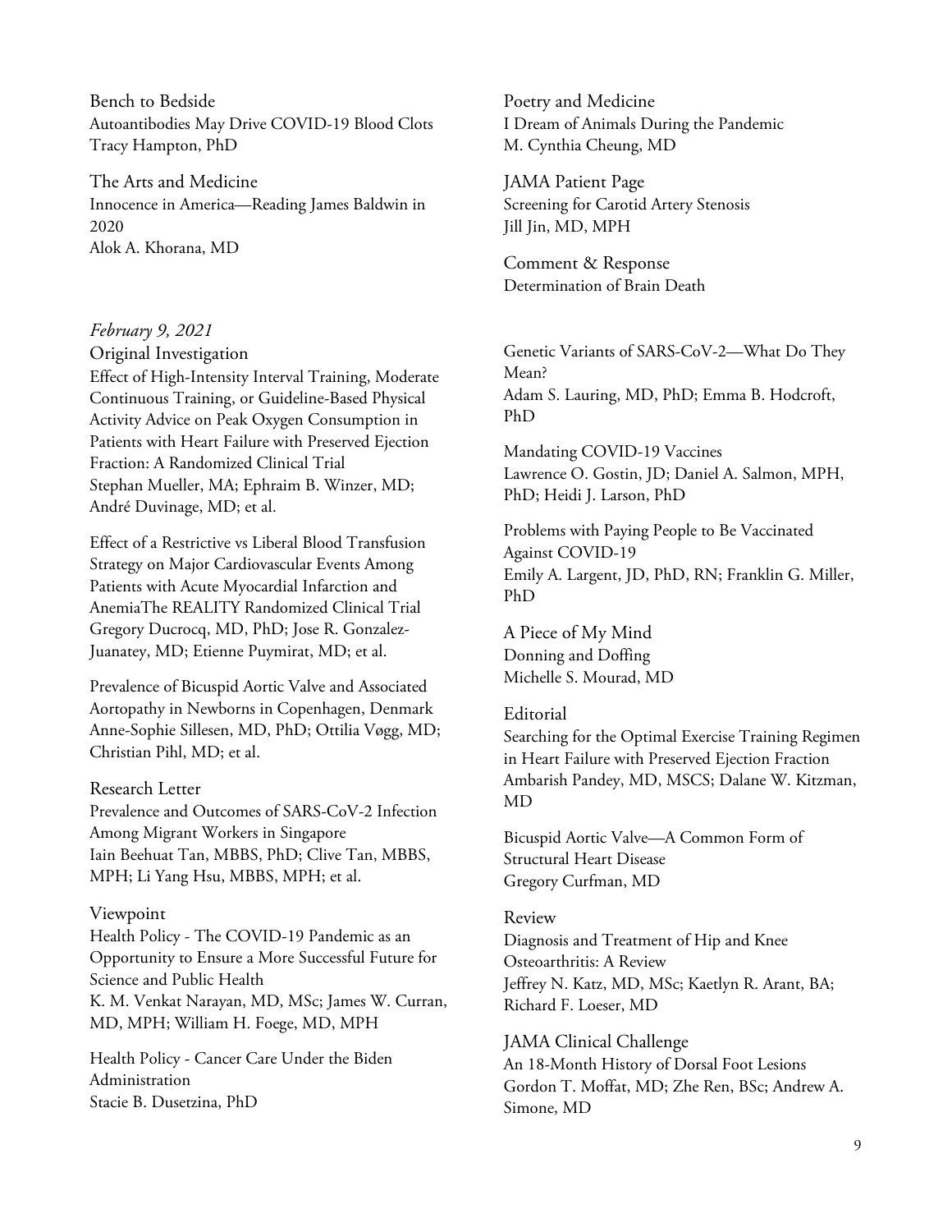Bench to Bedside
Autoantibodies May Drive COVID-19 Blood Clots
Tracy Hampton, PhD

The Arts and Medicine
Innocence in America—Reading James Baldwin in 2020
Alok A. Khorana, MD

Poetry and Medicine
I Dream of Animals During the Pandemic
M. Cynthia Cheung, MD

JAMA Patient Page
Screening for Carotid Artery Stenosis
Jill Jin, MD, MPH

Comment & Response
Determination of Brain Death

*February 9, 2021*

Original Investigation
Effect of High-Intensity Interval Training, Moderate Continuous Training, or Guideline-Based Physical Activity Advice on Peak Oxygen Consumption in Patients with Heart Failure with Preserved Ejection Fraction: A Randomized Clinical Trial
Stephan Mueller, MA; Ephraim B. Winzer, MD; André Duvinage, MD; et al.

Effect of a Restrictive vs Liberal Blood Transfusion Strategy on Major Cardiovascular Events Among Patients with Acute Myocardial Infarction and AnemiaThe REALITY Randomized Clinical Trial
Gregory Ducrocq, MD, PhD; Jose R. Gonzalez-Juanatey, MD; Etienne Puymirat, MD; et al.

Prevalence of Bicuspid Aortic Valve and Associated Aortopathy in Newborns in Copenhagen, Denmark
Anne-Sophie Sillesen, MD, PhD; Ottilia Vøgg, MD; Christian Pihl, MD; et al.

Research Letter
Prevalence and Outcomes of SARS-CoV-2 Infection Among Migrant Workers in Singapore
Iain Beehuat Tan, MBBS, PhD; Clive Tan, MBBS, MPH; Li Yang Hsu, MBBS, MPH; et al.

Viewpoint
Health Policy - The COVID-19 Pandemic as an Opportunity to Ensure a More Successful Future for Science and Public Health
K. M. Venkat Narayan, MD, MSc; James W. Curran, MD, MPH; William H. Foege, MD, MPH

Health Policy - Cancer Care Under the Biden Administration
Stacie B. Dusetzina, PhD

Genetic Variants of SARS-CoV-2—What Do They Mean?
Adam S. Lauring, MD, PhD; Emma B. Hodcroft, PhD

Mandating COVID-19 Vaccines
Lawrence O. Gostin, JD; Daniel A. Salmon, MPH, PhD; Heidi J. Larson, PhD

Problems with Paying People to Be Vaccinated Against COVID-19
Emily A. Largent, JD, PhD, RN; Franklin G. Miller, PhD

A Piece of My Mind
Donning and Doffing
Michelle S. Mourad, MD

Editorial
Searching for the Optimal Exercise Training Regimen in Heart Failure with Preserved Ejection Fraction
Ambarish Pandey, MD, MSCS; Dalane W. Kitzman, MD

Bicuspid Aortic Valve—A Common Form of Structural Heart Disease
Gregory Curfman, MD

Review
Diagnosis and Treatment of Hip and Knee Osteoarthritis: A Review
Jeffrey N. Katz, MD, MSc; Kaetlyn R. Arant, BA; Richard F. Loeser, MD

JAMA Clinical Challenge
An 18-Month History of Dorsal Foot Lesions
Gordon T. Moffat, MD; Zhe Ren, BSc; Andrew A. Simone, MD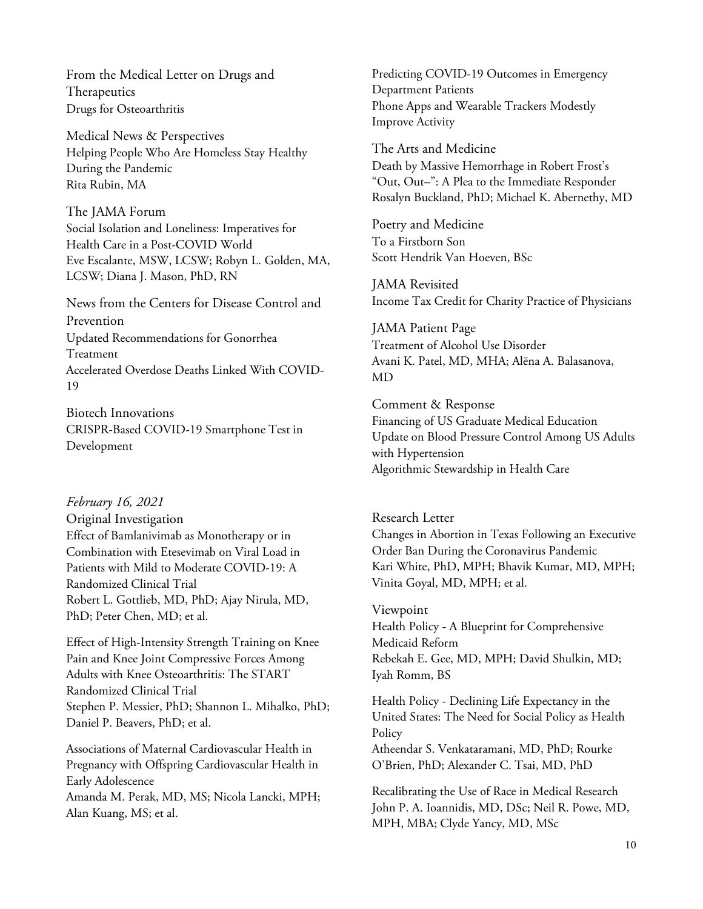From the Medical Letter on Drugs and Therapeutics
Drugs for Osteoarthritis

Medical News & Perspectives
Helping People Who Are Homeless Stay Healthy During the Pandemic
Rita Rubin, MA

The JAMA Forum
Social Isolation and Loneliness: Imperatives for Health Care in a Post-COVID World
Eve Escalante, MSW, LCSW; Robyn L. Golden, MA, LCSW; Diana J. Mason, PhD, RN

News from the Centers for Disease Control and Prevention
Updated Recommendations for Gonorrhea Treatment
Accelerated Overdose Deaths Linked With COVID-19

Biotech Innovations
CRISPR-Based COVID-19 Smartphone Test in Development

Predicting COVID-19 Outcomes in Emergency Department Patients
Phone Apps and Wearable Trackers Modestly Improve Activity

The Arts and Medicine
Death by Massive Hemorrhage in Robert Frost's "Out, Out–": A Plea to the Immediate Responder
Rosalyn Buckland, PhD; Michael K. Abernethy, MD

Poetry and Medicine
To a Firstborn Son
Scott Hendrik Van Hoeven, BSc

JAMA Revisited
Income Tax Credit for Charity Practice of Physicians

JAMA Patient Page
Treatment of Alcohol Use Disorder
Avani K. Patel, MD, MHA; Alëna A. Balasanova, MD

Comment & Response
Financing of US Graduate Medical Education
Update on Blood Pressure Control Among US Adults with Hypertension
Algorithmic Stewardship in Health Care

*February 16, 2021*

Original Investigation
Effect of Bamlanivimab as Monotherapy or in Combination with Etesevimab on Viral Load in Patients with Mild to Moderate COVID-19: A Randomized Clinical Trial
Robert L. Gottlieb, MD, PhD; Ajay Nirula, MD, PhD; Peter Chen, MD; et al.

Effect of High-Intensity Strength Training on Knee Pain and Knee Joint Compressive Forces Among Adults with Knee Osteoarthritis: The START Randomized Clinical Trial
Stephen P. Messier, PhD; Shannon L. Mihalko, PhD; Daniel P. Beavers, PhD; et al.

Associations of Maternal Cardiovascular Health in Pregnancy with Offspring Cardiovascular Health in Early Adolescence
Amanda M. Perak, MD, MS; Nicola Lancki, MPH; Alan Kuang, MS; et al.

Research Letter
Changes in Abortion in Texas Following an Executive Order Ban During the Coronavirus Pandemic
Kari White, PhD, MPH; Bhavik Kumar, MD, MPH; Vinita Goyal, MD, MPH; et al.

Viewpoint
Health Policy - A Blueprint for Comprehensive Medicaid Reform
Rebekah E. Gee, MD, MPH; David Shulkin, MD; Iyah Romm, BS

Health Policy - Declining Life Expectancy in the United States: The Need for Social Policy as Health Policy
Atheendar S. Venkataramani, MD, PhD; Rourke O'Brien, PhD; Alexander C. Tsai, MD, PhD

Recalibrating the Use of Race in Medical Research
John P. A. Ioannidis, MD, DSc; Neil R. Powe, MD, MPH, MBA; Clyde Yancy, MD, MSc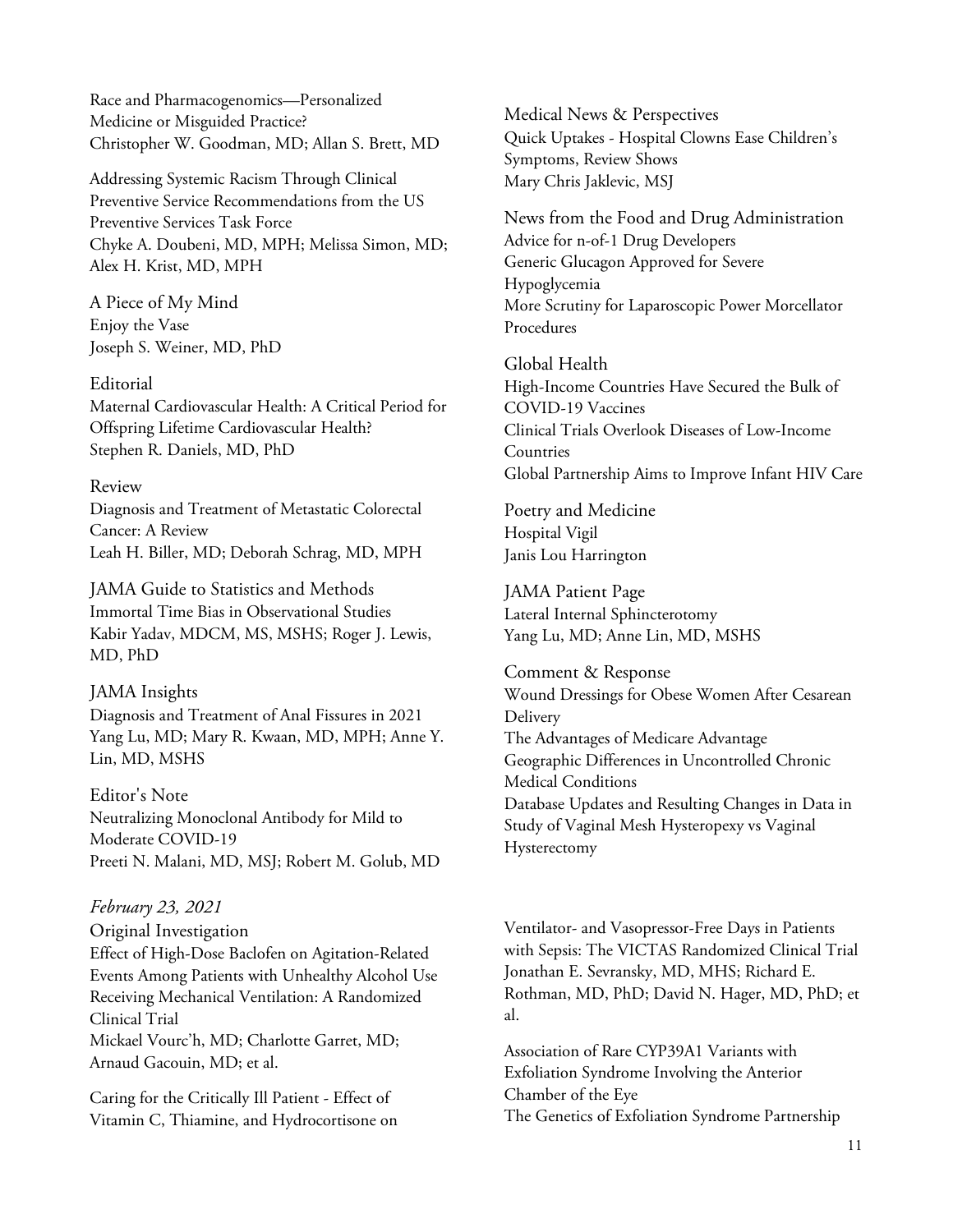Race and Pharmacogenomics—Personalized Medicine or Misguided Practice?
Christopher W. Goodman, MD; Allan S. Brett, MD

Addressing Systemic Racism Through Clinical Preventive Service Recommendations from the US Preventive Services Task Force
Chyke A. Doubeni, MD, MPH; Melissa Simon, MD; Alex H. Krist, MD, MPH

A Piece of My Mind
Enjoy the Vase
Joseph S. Weiner, MD, PhD

Editorial
Maternal Cardiovascular Health: A Critical Period for Offspring Lifetime Cardiovascular Health?
Stephen R. Daniels, MD, PhD

Review
Diagnosis and Treatment of Metastatic Colorectal Cancer: A Review
Leah H. Biller, MD; Deborah Schrag, MD, MPH

JAMA Guide to Statistics and Methods
Immortal Time Bias in Observational Studies
Kabir Yadav, MDCM, MS, MSHS; Roger J. Lewis, MD, PhD

JAMA Insights
Diagnosis and Treatment of Anal Fissures in 2021
Yang Lu, MD; Mary R. Kwaan, MD, MPH; Anne Y. Lin, MD, MSHS

Editor's Note
Neutralizing Monoclonal Antibody for Mild to Moderate COVID-19
Preeti N. Malani, MD, MSJ; Robert M. Golub, MD

Medical News & Perspectives
Quick Uptakes - Hospital Clowns Ease Children's Symptoms, Review Shows
Mary Chris Jaklevic, MSJ

News from the Food and Drug Administration
Advice for n-of-1 Drug Developers
Generic Glucagon Approved for Severe Hypoglycemia
More Scrutiny for Laparoscopic Power Morcellator Procedures

Global Health
High-Income Countries Have Secured the Bulk of COVID-19 Vaccines
Clinical Trials Overlook Diseases of Low-Income Countries
Global Partnership Aims to Improve Infant HIV Care

Poetry and Medicine
Hospital Vigil
Janis Lou Harrington

JAMA Patient Page
Lateral Internal Sphincterotomy
Yang Lu, MD; Anne Lin, MD, MSHS

Comment & Response
Wound Dressings for Obese Women After Cesarean Delivery
The Advantages of Medicare Advantage
Geographic Differences in Uncontrolled Chronic Medical Conditions
Database Updates and Resulting Changes in Data in Study of Vaginal Mesh Hysteropexy vs Vaginal Hysterectomy

*February 23, 2021*

Original Investigation
Effect of High-Dose Baclofen on Agitation-Related Events Among Patients with Unhealthy Alcohol Use Receiving Mechanical Ventilation: A Randomized Clinical Trial
Mickael Vourc'h, MD; Charlotte Garret, MD; Arnaud Gacouin, MD; et al.

Caring for the Critically Ill Patient - Effect of Vitamin C, Thiamine, and Hydrocortisone on Ventilator- and Vasopressor-Free Days in Patients with Sepsis: The VICTAS Randomized Clinical Trial
Jonathan E. Sevransky, MD, MHS; Richard E. Rothman, MD, PhD; David N. Hager, MD, PhD; et al.

Association of Rare CYP39A1 Variants with Exfoliation Syndrome Involving the Anterior Chamber of the Eye
The Genetics of Exfoliation Syndrome Partnership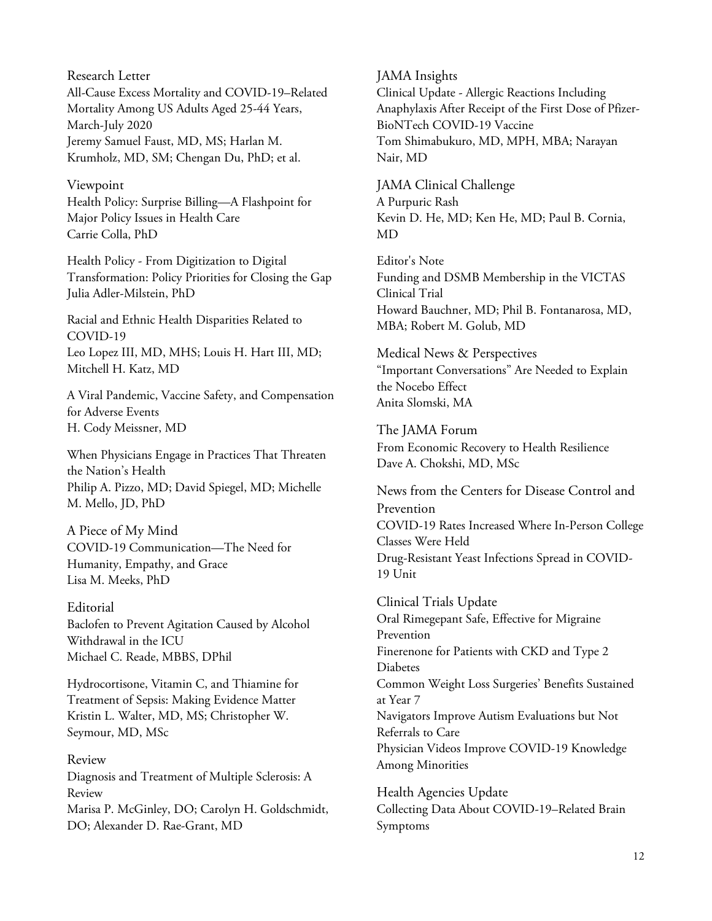## Research Letter

All-Cause Excess Mortality and COVID-19–Related Mortality Among US Adults Aged 25-44 Years, March-July 2020
Jeremy Samuel Faust, MD, MS; Harlan M. Krumholz, MD, SM; Chengan Du, PhD; et al.

## Viewpoint

Health Policy: Surprise Billing—A Flashpoint for Major Policy Issues in Health Care
Carrie Colla, PhD

Health Policy - From Digitization to Digital Transformation: Policy Priorities for Closing the Gap
Julia Adler-Milstein, PhD

Racial and Ethnic Health Disparities Related to COVID-19
Leo Lopez III, MD, MHS; Louis H. Hart III, MD; Mitchell H. Katz, MD

A Viral Pandemic, Vaccine Safety, and Compensation for Adverse Events
H. Cody Meissner, MD

When Physicians Engage in Practices That Threaten the Nation's Health
Philip A. Pizzo, MD; David Spiegel, MD; Michelle M. Mello, JD, PhD

## A Piece of My Mind

COVID-19 Communication—The Need for Humanity, Empathy, and Grace
Lisa M. Meeks, PhD

## Editorial

Baclofen to Prevent Agitation Caused by Alcohol Withdrawal in the ICU
Michael C. Reade, MBBS, DPhil

Hydrocortisone, Vitamin C, and Thiamine for Treatment of Sepsis: Making Evidence Matter
Kristin L. Walter, MD, MS; Christopher W. Seymour, MD, MSc

## Review

Diagnosis and Treatment of Multiple Sclerosis: A Review
Marisa P. McGinley, DO; Carolyn H. Goldschmidt, DO; Alexander D. Rae-Grant, MD

## JAMA Insights

Clinical Update - Allergic Reactions Including Anaphylaxis After Receipt of the First Dose of Pfizer-BioNTech COVID-19 Vaccine
Tom Shimabukuro, MD, MPH, MBA; Narayan Nair, MD

## JAMA Clinical Challenge

A Purpuric Rash
Kevin D. He, MD; Ken He, MD; Paul B. Cornia, MD

## Editor's Note

Funding and DSMB Membership in the VICTAS Clinical Trial
Howard Bauchner, MD; Phil B. Fontanarosa, MD, MBA; Robert M. Golub, MD

## Medical News & Perspectives

"Important Conversations" Are Needed to Explain the Nocebo Effect
Anita Slomski, MA

## The JAMA Forum

From Economic Recovery to Health Resilience
Dave A. Chokshi, MD, MSc

## News from the Centers for Disease Control and Prevention

COVID-19 Rates Increased Where In-Person College Classes Were Held
Drug-Resistant Yeast Infections Spread in COVID-19 Unit

## Clinical Trials Update

Oral Rimegepant Safe, Effective for Migraine Prevention
Finerenone for Patients with CKD and Type 2 Diabetes
Common Weight Loss Surgeries' Benefits Sustained at Year 7
Navigators Improve Autism Evaluations but Not Referrals to Care
Physician Videos Improve COVID-19 Knowledge Among Minorities

## Health Agencies Update

Collecting Data About COVID-19–Related Brain Symptoms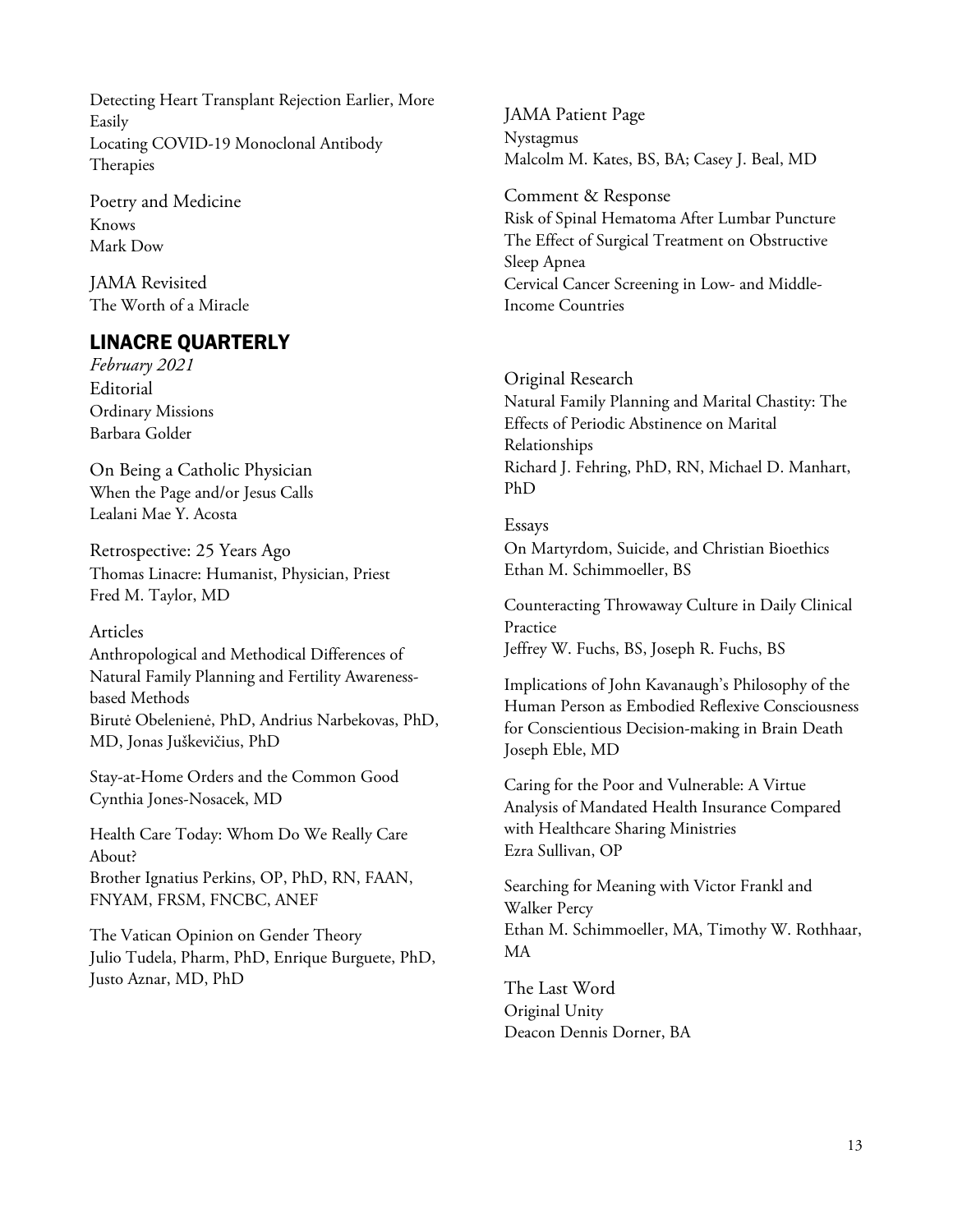Detecting Heart Transplant Rejection Earlier, More Easily
Locating COVID-19 Monoclonal Antibody Therapies

Poetry and Medicine
Knows
Mark Dow

JAMA Revisited
The Worth of a Miracle

JAMA Patient Page
Nystagmus
Malcolm M. Kates, BS, BA; Casey J. Beal, MD

Comment & Response
Risk of Spinal Hematoma After Lumbar Puncture
The Effect of Surgical Treatment on Obstructive Sleep Apnea
Cervical Cancer Screening in Low- and Middle-Income Countries

## LINACRE QUARTERLY

*February 2021*

Editorial
Ordinary Missions
Barbara Golder

On Being a Catholic Physician
When the Page and/or Jesus Calls
Lealani Mae Y. Acosta

Retrospective: 25 Years Ago
Thomas Linacre: Humanist, Physician, Priest
Fred M. Taylor, MD

Articles
Anthropological and Methodical Differences of Natural Family Planning and Fertility Awareness-based Methods
Birutė Obelenienė, PhD, Andrius Narbekovas, PhD, MD, Jonas Juškevičius, PhD

Stay-at-Home Orders and the Common Good
Cynthia Jones-Nosacek, MD

Health Care Today: Whom Do We Really Care About?
Brother Ignatius Perkins, OP, PhD, RN, FAAN, FNYAM, FRSM, FNCBC, ANEF

The Vatican Opinion on Gender Theory
Julio Tudela, Pharm, PhD, Enrique Burguete, PhD, Justo Aznar, MD, PhD

Original Research
Natural Family Planning and Marital Chastity: The Effects of Periodic Abstinence on Marital Relationships
Richard J. Fehring, PhD, RN, Michael D. Manhart, PhD

Essays
On Martyrdom, Suicide, and Christian Bioethics
Ethan M. Schimmoeller, BS

Counteracting Throwaway Culture in Daily Clinical Practice
Jeffrey W. Fuchs, BS, Joseph R. Fuchs, BS

Implications of John Kavanaugh's Philosophy of the Human Person as Embodied Reflexive Consciousness for Conscientious Decision-making in Brain Death
Joseph Eble, MD

Caring for the Poor and Vulnerable: A Virtue Analysis of Mandated Health Insurance Compared with Healthcare Sharing Ministries
Ezra Sullivan, OP

Searching for Meaning with Victor Frankl and Walker Percy
Ethan M. Schimmoeller, MA, Timothy W. Rothhaar, MA

The Last Word
Original Unity
Deacon Dennis Dorner, BA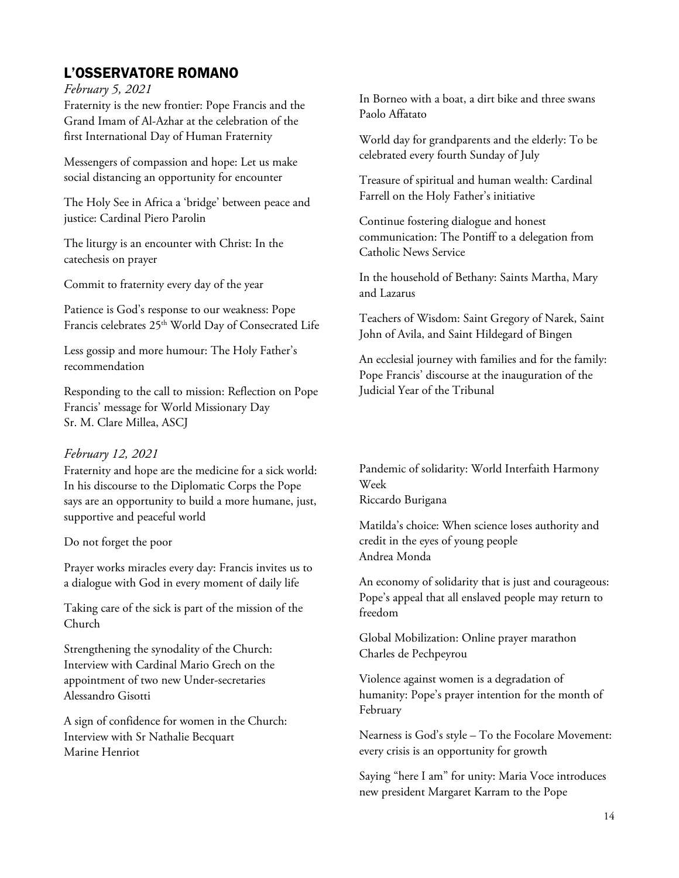## L'OSSERVATORE ROMANO

*February 5, 2021*

Fraternity is the new frontier: Pope Francis and the Grand Imam of Al-Azhar at the celebration of the first International Day of Human Fraternity

Messengers of compassion and hope: Let us make social distancing an opportunity for encounter

The Holy See in Africa a 'bridge' between peace and justice: Cardinal Piero Parolin

The liturgy is an encounter with Christ: In the catechesis on prayer

Commit to fraternity every day of the year

Patience is God's response to our weakness: Pope Francis celebrates 25th World Day of Consecrated Life

Less gossip and more humour: The Holy Father's recommendation

Responding to the call to mission: Reflection on Pope Francis' message for World Missionary Day
Sr. M. Clare Millea, ASCJ

In Borneo with a boat, a dirt bike and three swans
Paolo Affatato

World day for grandparents and the elderly: To be celebrated every fourth Sunday of July

Treasure of spiritual and human wealth: Cardinal Farrell on the Holy Father's initiative

Continue fostering dialogue and honest communication: The Pontiff to a delegation from Catholic News Service

In the household of Bethany: Saints Martha, Mary and Lazarus

Teachers of Wisdom: Saint Gregory of Narek, Saint John of Avila, and Saint Hildegard of Bingen

An ecclesial journey with families and for the family: Pope Francis' discourse at the inauguration of the Judicial Year of the Tribunal

*February 12, 2021*

Fraternity and hope are the medicine for a sick world: In his discourse to the Diplomatic Corps the Pope says are an opportunity to build a more humane, just, supportive and peaceful world

Do not forget the poor

Prayer works miracles every day: Francis invites us to a dialogue with God in every moment of daily life

Taking care of the sick is part of the mission of the Church

Strengthening the synodality of the Church: Interview with Cardinal Mario Grech on the appointment of two new Under-secretaries
Alessandro Gisotti

A sign of confidence for women in the Church: Interview with Sr Nathalie Becquart
Marine Henriot

Pandemic of solidarity: World Interfaith Harmony Week
Riccardo Burigana

Matilda's choice: When science loses authority and credit in the eyes of young people
Andrea Monda

An economy of solidarity that is just and courageous: Pope's appeal that all enslaved people may return to freedom

Global Mobilization: Online prayer marathon
Charles de Pechpeyrou

Violence against women is a degradation of humanity: Pope's prayer intention for the month of February

Nearness is God's style – To the Focolare Movement: every crisis is an opportunity for growth

Saying "here I am" for unity: Maria Voce introduces new president Margaret Karram to the Pope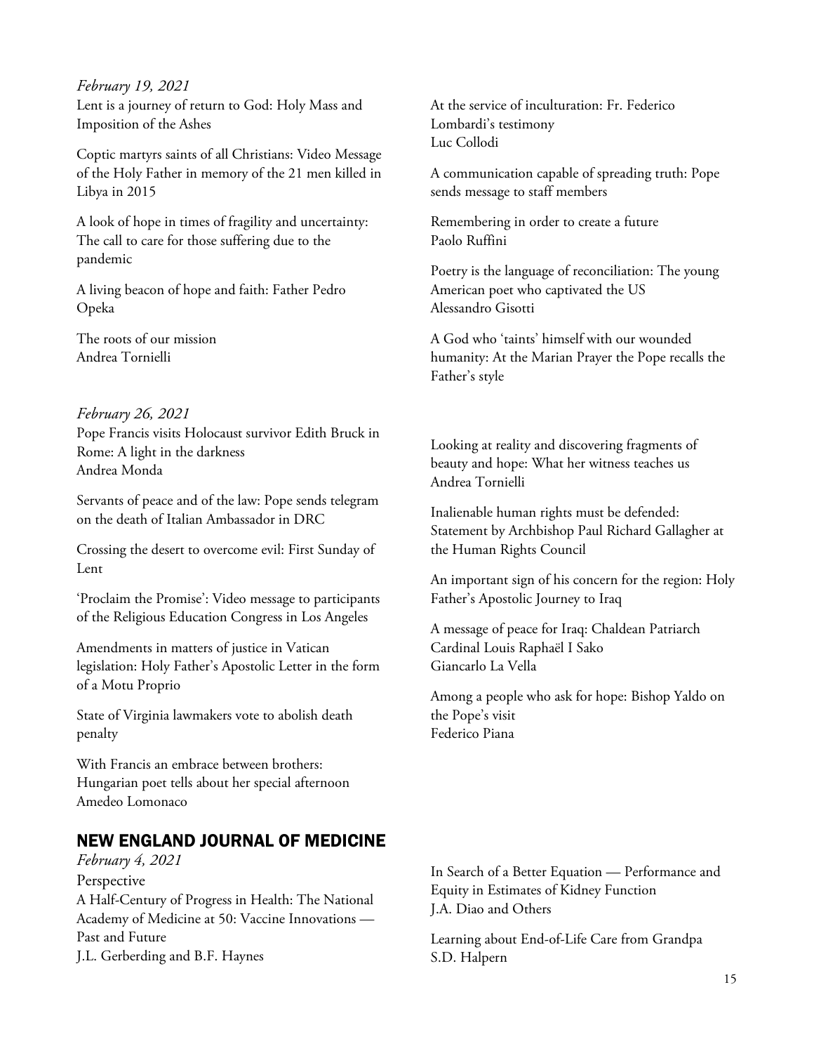*February 19, 2021*

Lent is a journey of return to God: Holy Mass and Imposition of the Ashes

Coptic martyrs saints of all Christians: Video Message of the Holy Father in memory of the 21 men killed in Libya in 2015

A look of hope in times of fragility and uncertainty: The call to care for those suffering due to the pandemic

A living beacon of hope and faith: Father Pedro Opeka

The roots of our mission
Andrea Tornielli

At the service of inculturation: Fr. Federico Lombardi's testimony
Luc Collodi

A communication capable of spreading truth: Pope sends message to staff members

Remembering in order to create a future
Paolo Ruffini

Poetry is the language of reconciliation: The young American poet who captivated the US
Alessandro Gisotti

A God who 'taints' himself with our wounded humanity: At the Marian Prayer the Pope recalls the Father's style

*February 26, 2021*

Pope Francis visits Holocaust survivor Edith Bruck in Rome: A light in the darkness
Andrea Monda

Servants of peace and of the law: Pope sends telegram on the death of Italian Ambassador in DRC

Crossing the desert to overcome evil: First Sunday of Lent

'Proclaim the Promise': Video message to participants of the Religious Education Congress in Los Angeles

Amendments in matters of justice in Vatican legislation: Holy Father's Apostolic Letter in the form of a Motu Proprio

State of Virginia lawmakers vote to abolish death penalty

With Francis an embrace between brothers: Hungarian poet tells about her special afternoon
Amedeo Lomonaco

Looking at reality and discovering fragments of beauty and hope: What her witness teaches us
Andrea Tornielli

Inalienable human rights must be defended: Statement by Archbishop Paul Richard Gallagher at the Human Rights Council

An important sign of his concern for the region: Holy Father's Apostolic Journey to Iraq

A message of peace for Iraq: Chaldean Patriarch Cardinal Louis Raphaël I Sako
Giancarlo La Vella

Among a people who ask for hope: Bishop Yaldo on the Pope's visit
Federico Piana

## NEW ENGLAND JOURNAL OF MEDICINE

*February 4, 2021*

Perspective
A Half-Century of Progress in Health: The National Academy of Medicine at 50: Vaccine Innovations — Past and Future
J.L. Gerberding and B.F. Haynes

In Search of a Better Equation — Performance and Equity in Estimates of Kidney Function
J.A. Diao and Others

Learning about End-of-Life Care from Grandpa
S.D. Halpern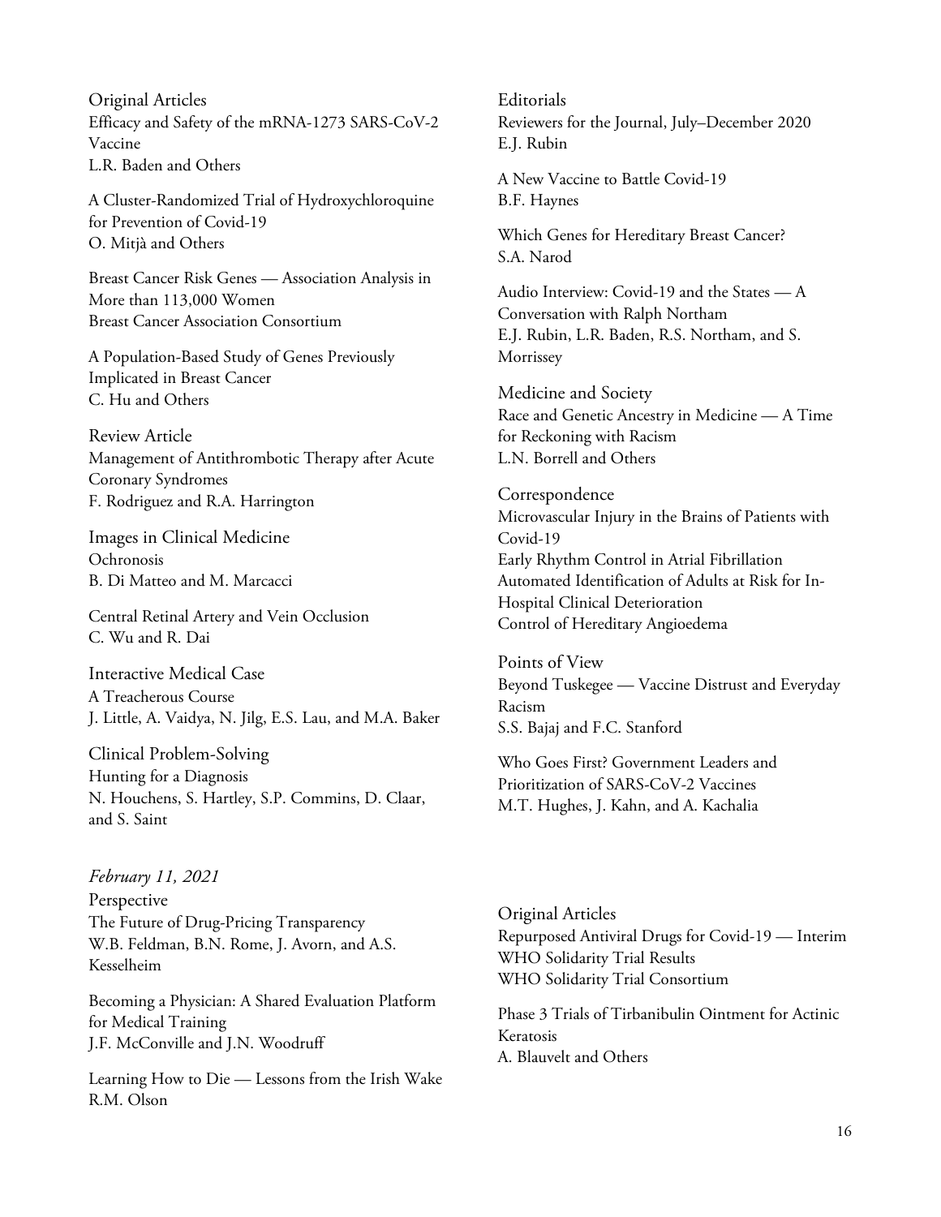Original Articles

Efficacy and Safety of the mRNA-1273 SARS-CoV-2 Vaccine
L.R. Baden and Others

A Cluster-Randomized Trial of Hydroxychloroquine for Prevention of Covid-19
O. Mitjà and Others

Breast Cancer Risk Genes — Association Analysis in More than 113,000 Women
Breast Cancer Association Consortium

A Population-Based Study of Genes Previously Implicated in Breast Cancer
C. Hu and Others

Review Article

Management of Antithrombotic Therapy after Acute Coronary Syndromes
F. Rodriguez and R.A. Harrington

Images in Clinical Medicine

Ochronosis
B. Di Matteo and M. Marcacci

Central Retinal Artery and Vein Occlusion
C. Wu and R. Dai

Interactive Medical Case

A Treacherous Course
J. Little, A. Vaidya, N. Jilg, E.S. Lau, and M.A. Baker

Clinical Problem-Solving

Hunting for a Diagnosis
N. Houchens, S. Hartley, S.P. Commins, D. Claar, and S. Saint

Editorials

Reviewers for the Journal, July–December 2020
E.J. Rubin

A New Vaccine to Battle Covid-19
B.F. Haynes

Which Genes for Hereditary Breast Cancer?
S.A. Narod

Audio Interview: Covid-19 and the States — A Conversation with Ralph Northam
E.J. Rubin, L.R. Baden, R.S. Northam, and S. Morrissey

Medicine and Society

Race and Genetic Ancestry in Medicine — A Time for Reckoning with Racism
L.N. Borrell and Others

Correspondence

Microvascular Injury in the Brains of Patients with Covid-19
Early Rhythm Control in Atrial Fibrillation
Automated Identification of Adults at Risk for In-Hospital Clinical Deterioration
Control of Hereditary Angioedema

Points of View

Beyond Tuskegee — Vaccine Distrust and Everyday Racism
S.S. Bajaj and F.C. Stanford

Who Goes First? Government Leaders and Prioritization of SARS-CoV-2 Vaccines
M.T. Hughes, J. Kahn, and A. Kachalia

*February 11, 2021*

Perspective

The Future of Drug-Pricing Transparency
W.B. Feldman, B.N. Rome, J. Avorn, and A.S. Kesselheim

Becoming a Physician: A Shared Evaluation Platform for Medical Training
J.F. McConville and J.N. Woodruff

Learning How to Die — Lessons from the Irish Wake
R.M. Olson

Original Articles

Repurposed Antiviral Drugs for Covid-19 — Interim WHO Solidarity Trial Results
WHO Solidarity Trial Consortium

Phase 3 Trials of Tirbanibulin Ointment for Actinic Keratosis
A. Blauvelt and Others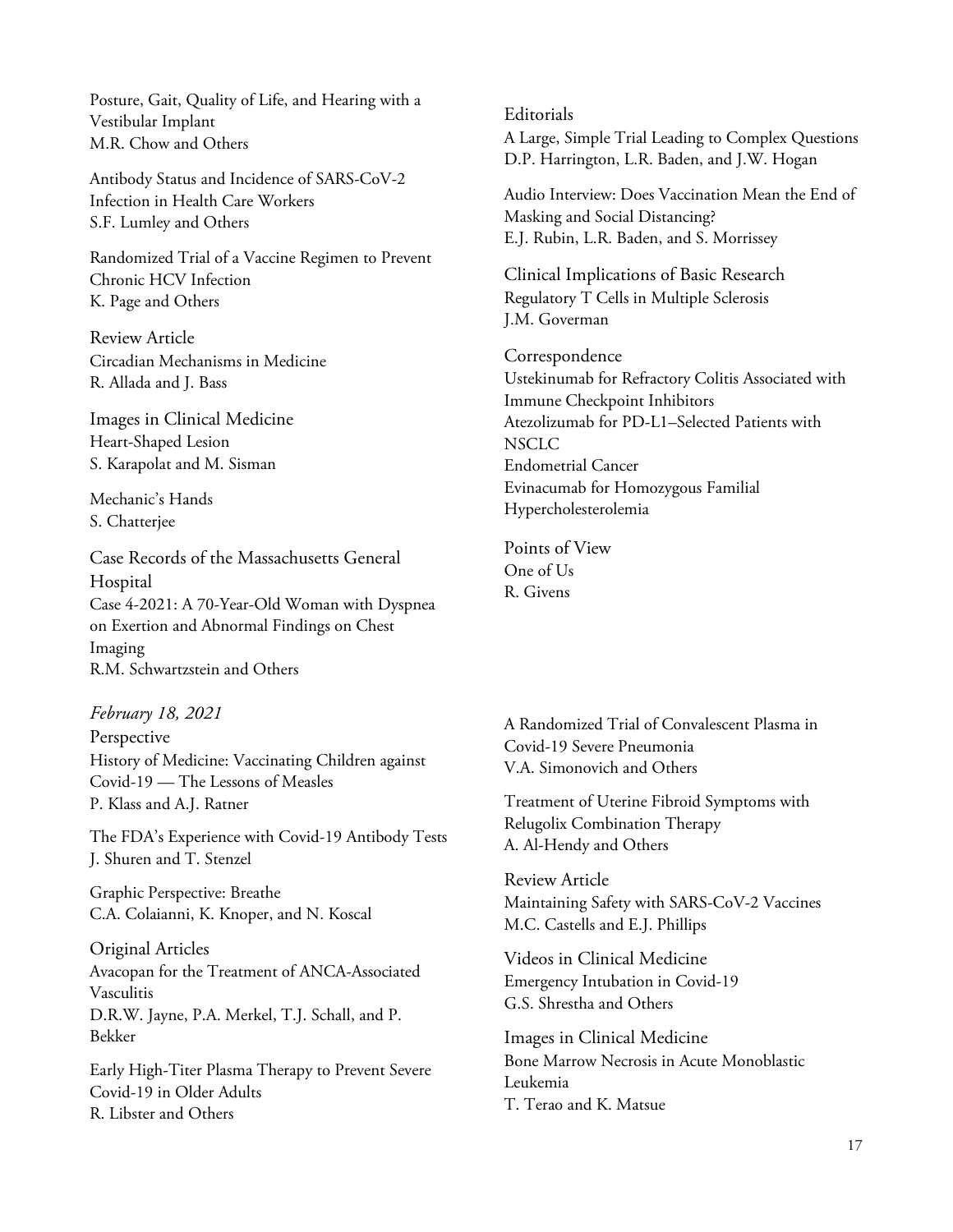Posture, Gait, Quality of Life, and Hearing with a Vestibular Implant
M.R. Chow and Others

Antibody Status and Incidence of SARS-CoV-2 Infection in Health Care Workers
S.F. Lumley and Others

Randomized Trial of a Vaccine Regimen to Prevent Chronic HCV Infection
K. Page and Others

Review Article
Circadian Mechanisms in Medicine
R. Allada and J. Bass

Images in Clinical Medicine
Heart-Shaped Lesion
S. Karapolat and M. Sisman

Mechanic's Hands
S. Chatterjee

Case Records of the Massachusetts General Hospital
Case 4-2021: A 70-Year-Old Woman with Dyspnea on Exertion and Abnormal Findings on Chest Imaging
R.M. Schwartzstein and Others

Editorials
A Large, Simple Trial Leading to Complex Questions
D.P. Harrington, L.R. Baden, and J.W. Hogan

Audio Interview: Does Vaccination Mean the End of Masking and Social Distancing?
E.J. Rubin, L.R. Baden, and S. Morrissey

Clinical Implications of Basic Research
Regulatory T Cells in Multiple Sclerosis
J.M. Goverman

Correspondence
Ustekinumab for Refractory Colitis Associated with Immune Checkpoint Inhibitors
Atezolizumab for PD-L1–Selected Patients with NSCLC
Endometrial Cancer
Evinacumab for Homozygous Familial Hypercholesterolemia

Points of View
One of Us
R. Givens

*February 18, 2021*

Perspective
History of Medicine: Vaccinating Children against Covid-19 — The Lessons of Measles
P. Klass and A.J. Ratner

The FDA's Experience with Covid-19 Antibody Tests
J. Shuren and T. Stenzel

Graphic Perspective: Breathe
C.A. Colaianni, K. Knoper, and N. Koscal

Original Articles
Avacopan for the Treatment of ANCA-Associated Vasculitis
D.R.W. Jayne, P.A. Merkel, T.J. Schall, and P. Bekker

Early High-Titer Plasma Therapy to Prevent Severe Covid-19 in Older Adults
R. Libster and Others

A Randomized Trial of Convalescent Plasma in Covid-19 Severe Pneumonia
V.A. Simonovich and Others

Treatment of Uterine Fibroid Symptoms with Relugolix Combination Therapy
A. Al-Hendy and Others

Review Article
Maintaining Safety with SARS-CoV-2 Vaccines
M.C. Castells and E.J. Phillips

Videos in Clinical Medicine
Emergency Intubation in Covid-19
G.S. Shrestha and Others

Images in Clinical Medicine
Bone Marrow Necrosis in Acute Monoblastic Leukemia
T. Terao and K. Matsue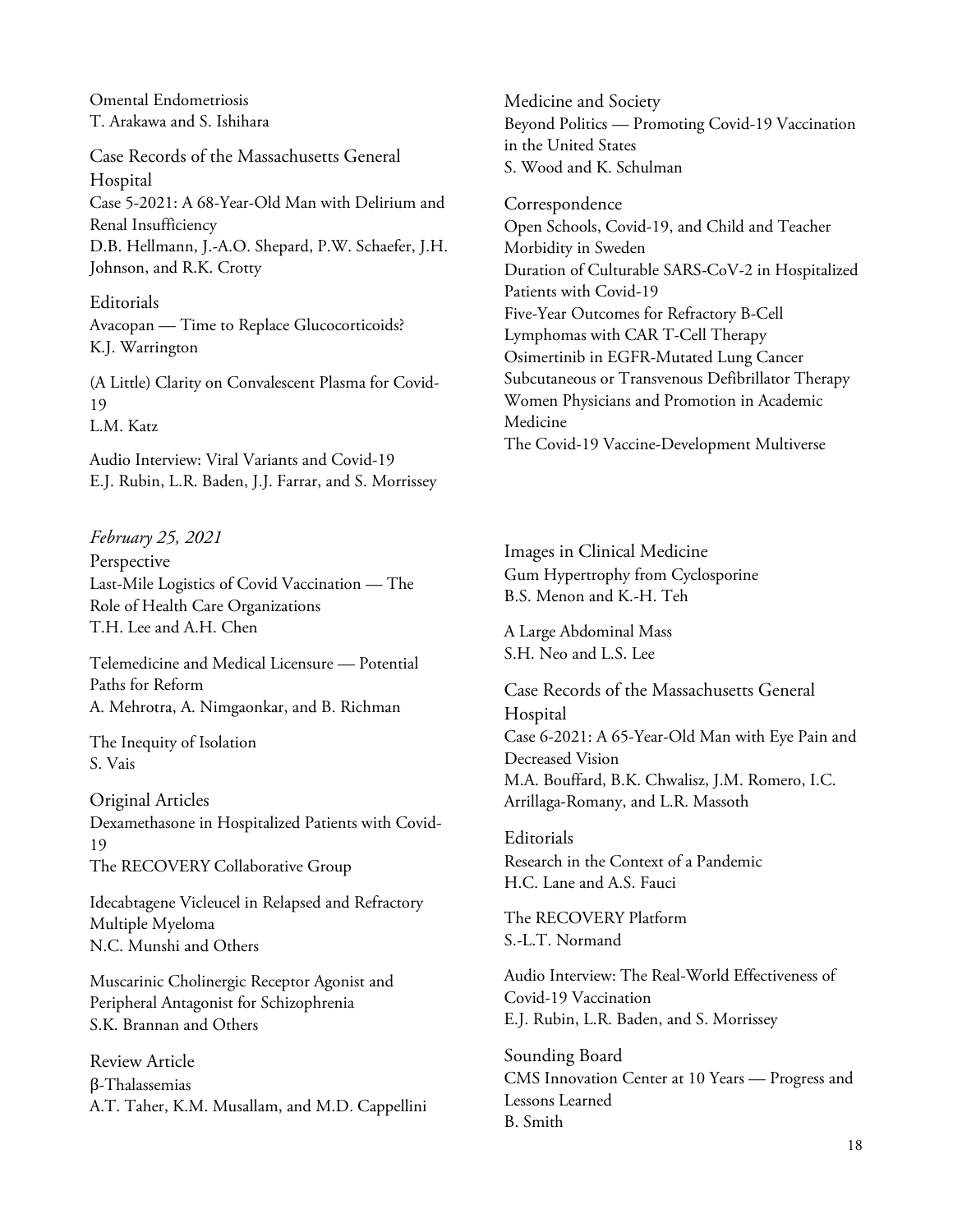Omental Endometriosis
T. Arakawa and S. Ishihara

Case Records of the Massachusetts General Hospital
Case 5-2021: A 68-Year-Old Man with Delirium and Renal Insufficiency
D.B. Hellmann, J.-A.O. Shepard, P.W. Schaefer, J.H. Johnson, and R.K. Crotty

Editorials
Avacopan — Time to Replace Glucocorticoids?
K.J. Warrington

(A Little) Clarity on Convalescent Plasma for Covid-19
L.M. Katz

Audio Interview: Viral Variants and Covid-19
E.J. Rubin, L.R. Baden, J.J. Farrar, and S. Morrissey

Medicine and Society
Beyond Politics — Promoting Covid-19 Vaccination in the United States
S. Wood and K. Schulman

Correspondence
Open Schools, Covid-19, and Child and Teacher Morbidity in Sweden
Duration of Culturable SARS-CoV-2 in Hospitalized Patients with Covid-19
Five-Year Outcomes for Refractory B-Cell Lymphomas with CAR T-Cell Therapy
Osimertinib in EGFR-Mutated Lung Cancer
Subcutaneous or Transvenous Defibrillator Therapy
Women Physicians and Promotion in Academic Medicine
The Covid-19 Vaccine-Development Multiverse

*February 25, 2021*

Perspective
Last-Mile Logistics of Covid Vaccination — The Role of Health Care Organizations
T.H. Lee and A.H. Chen

Telemedicine and Medical Licensure — Potential Paths for Reform
A. Mehrotra, A. Nimgaonkar, and B. Richman

The Inequity of Isolation
S. Vais

Original Articles
Dexamethasone in Hospitalized Patients with Covid-19
The RECOVERY Collaborative Group

Idecabtagene Vicleucel in Relapsed and Refractory Multiple Myeloma
N.C. Munshi and Others

Muscarinic Cholinergic Receptor Agonist and Peripheral Antagonist for Schizophrenia
S.K. Brannan and Others

Review Article
β-Thalassemias
A.T. Taher, K.M. Musallam, and M.D. Cappellini

Images in Clinical Medicine
Gum Hypertrophy from Cyclosporine
B.S. Menon and K.-H. Teh

A Large Abdominal Mass
S.H. Neo and L.S. Lee

Case Records of the Massachusetts General Hospital
Case 6-2021: A 65-Year-Old Man with Eye Pain and Decreased Vision
M.A. Bouffard, B.K. Chwalisz, J.M. Romero, I.C. Arrillaga-Romany, and L.R. Massoth

Editorials
Research in the Context of a Pandemic
H.C. Lane and A.S. Fauci

The RECOVERY Platform
S.-L.T. Normand

Audio Interview: The Real-World Effectiveness of Covid-19 Vaccination
E.J. Rubin, L.R. Baden, and S. Morrissey

Sounding Board
CMS Innovation Center at 10 Years — Progress and Lessons Learned
B. Smith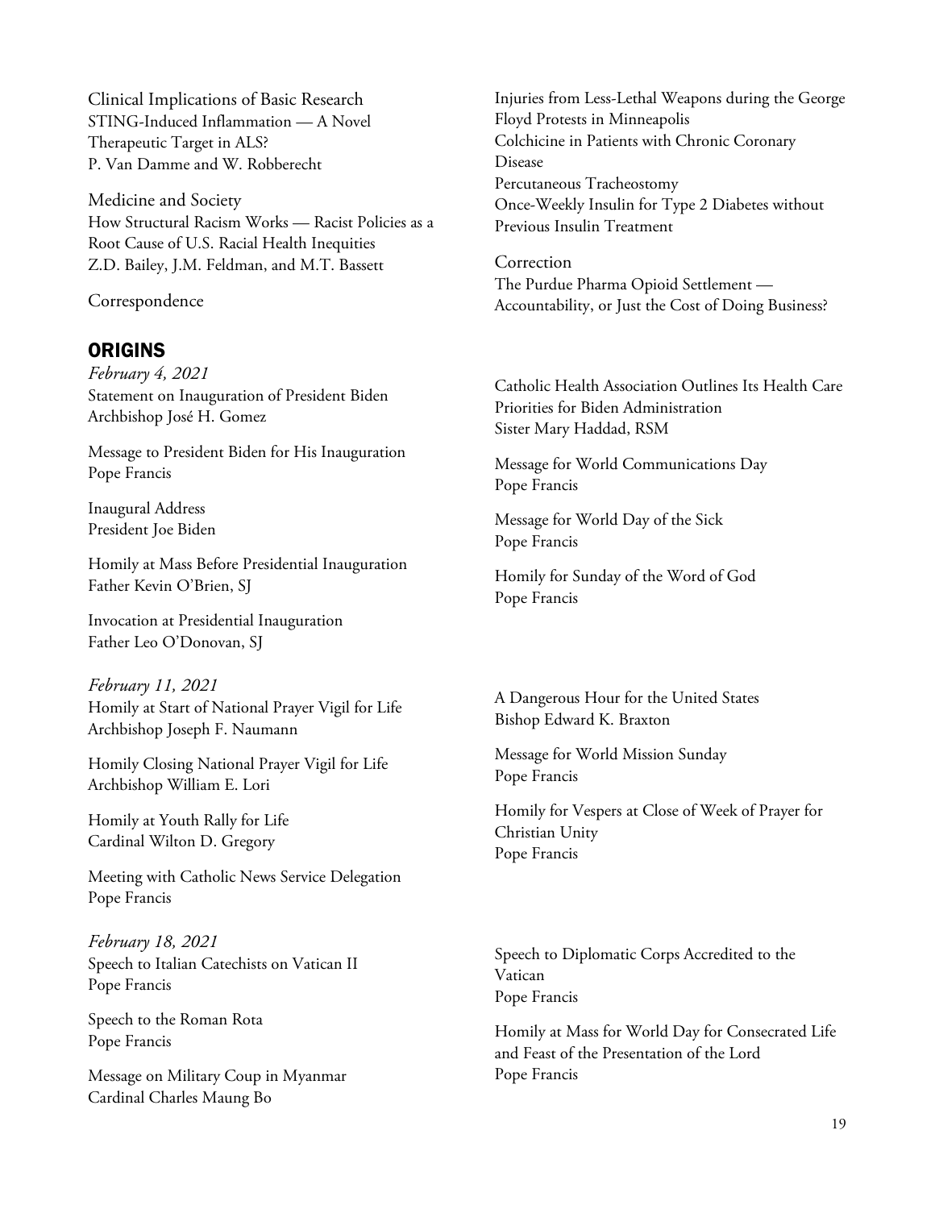Clinical Implications of Basic Research
STING-Induced Inflammation — A Novel Therapeutic Target in ALS?
P. Van Damme and W. Robberecht

Medicine and Society
How Structural Racism Works — Racist Policies as a Root Cause of U.S. Racial Health Inequities
Z.D. Bailey, J.M. Feldman, and M.T. Bassett

Correspondence

Injuries from Less-Lethal Weapons during the George Floyd Protests in Minneapolis
Colchicine in Patients with Chronic Coronary Disease
Percutaneous Tracheostomy
Once-Weekly Insulin for Type 2 Diabetes without Previous Insulin Treatment

Correction
The Purdue Pharma Opioid Settlement — Accountability, or Just the Cost of Doing Business?

## ORIGINS

*February 4, 2021*

Statement on Inauguration of President Biden
Archbishop José H. Gomez

Message to President Biden for His Inauguration
Pope Francis

Inaugural Address
President Joe Biden

Homily at Mass Before Presidential Inauguration
Father Kevin O'Brien, SJ

Invocation at Presidential Inauguration
Father Leo O'Donovan, SJ

Catholic Health Association Outlines Its Health Care Priorities for Biden Administration
Sister Mary Haddad, RSM

Message for World Communications Day
Pope Francis

Message for World Day of the Sick
Pope Francis

Homily for Sunday of the Word of God
Pope Francis

*February 11, 2021*

Homily at Start of National Prayer Vigil for Life
Archbishop Joseph F. Naumann

Homily Closing National Prayer Vigil for Life
Archbishop William E. Lori

Homily at Youth Rally for Life
Cardinal Wilton D. Gregory

Meeting with Catholic News Service Delegation
Pope Francis

A Dangerous Hour for the United States
Bishop Edward K. Braxton

Message for World Mission Sunday
Pope Francis

Homily for Vespers at Close of Week of Prayer for Christian Unity
Pope Francis

*February 18, 2021*

Speech to Italian Catechists on Vatican II
Pope Francis

Speech to the Roman Rota
Pope Francis

Message on Military Coup in Myanmar
Cardinal Charles Maung Bo

Speech to Diplomatic Corps Accredited to the Vatican
Pope Francis

Homily at Mass for World Day for Consecrated Life and Feast of the Presentation of the Lord
Pope Francis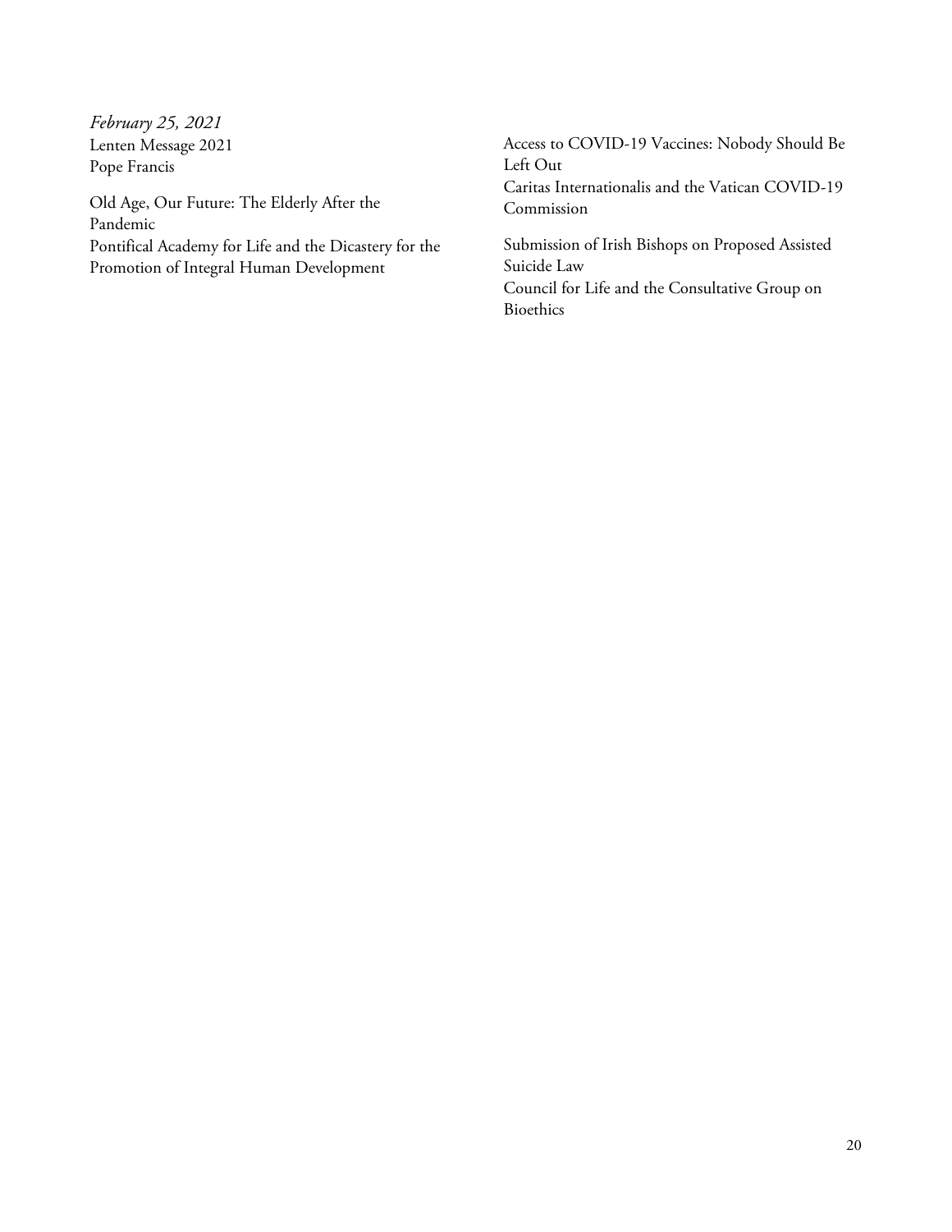*February 25, 2021*
Lenten Message 2021
Pope Francis

Old Age, Our Future: The Elderly After the Pandemic
Pontifical Academy for Life and the Dicastery for the Promotion of Integral Human Development

Access to COVID-19 Vaccines: Nobody Should Be Left Out
Caritas Internationalis and the Vatican COVID-19 Commission

Submission of Irish Bishops on Proposed Assisted Suicide Law
Council for Life and the Consultative Group on Bioethics